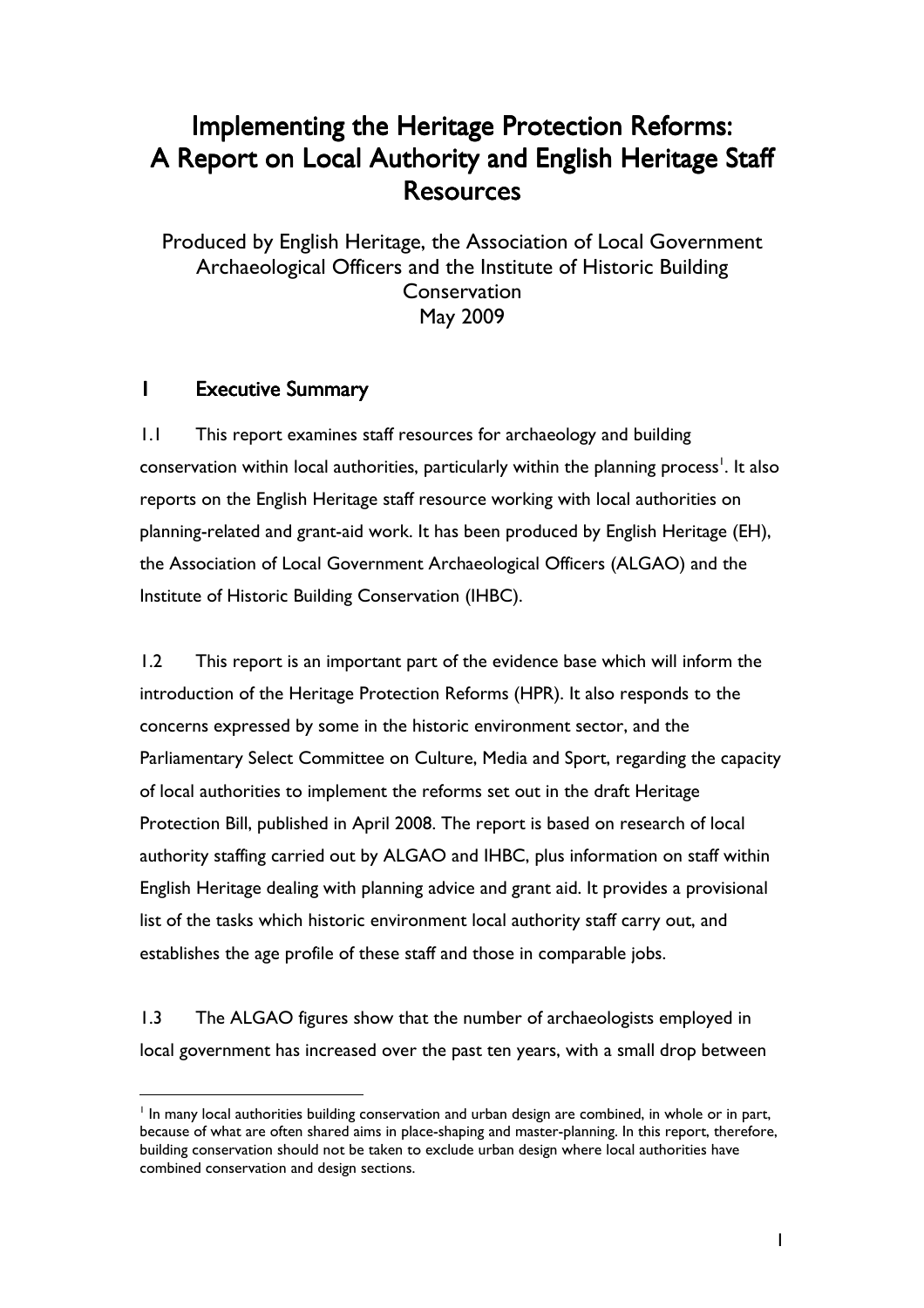# Implementing the Heritage Protection Reforms: A Report on Local Authority and English Heritage Staff Resources

Produced by English Heritage, the Association of Local Government Archaeological Officers and the Institute of Historic Building Conservation
May 2009

## 1 Executive Summary

1.1 This report examines staff resources for archaeology and building conservation within local authorities, particularly within the planning process[1]. It also reports on the English Heritage staff resource working with local authorities on planning-related and grant-aid work. It has been produced by English Heritage (EH), the Association of Local Government Archaeological Officers (ALGAO) and the Institute of Historic Building Conservation (IHBC).

1.2 This report is an important part of the evidence base which will inform the introduction of the Heritage Protection Reforms (HPR). It also responds to the concerns expressed by some in the historic environment sector, and the Parliamentary Select Committee on Culture, Media and Sport, regarding the capacity of local authorities to implement the reforms set out in the draft Heritage Protection Bill, published in April 2008. The report is based on research of local authority staffing carried out by ALGAO and IHBC, plus information on staff within English Heritage dealing with planning advice and grant aid. It provides a provisional list of the tasks which historic environment local authority staff carry out, and establishes the age profile of these staff and those in comparable jobs.

1.3 The ALGAO figures show that the number of archaeologists employed in local government has increased over the past ten years, with a small drop between

---

[1] In many local authorities building conservation and urban design are combined, in whole or in part, because of what are often shared aims in place-shaping and master-planning. In this report, therefore, building conservation should not be taken to exclude urban design where local authorities have combined conservation and design sections.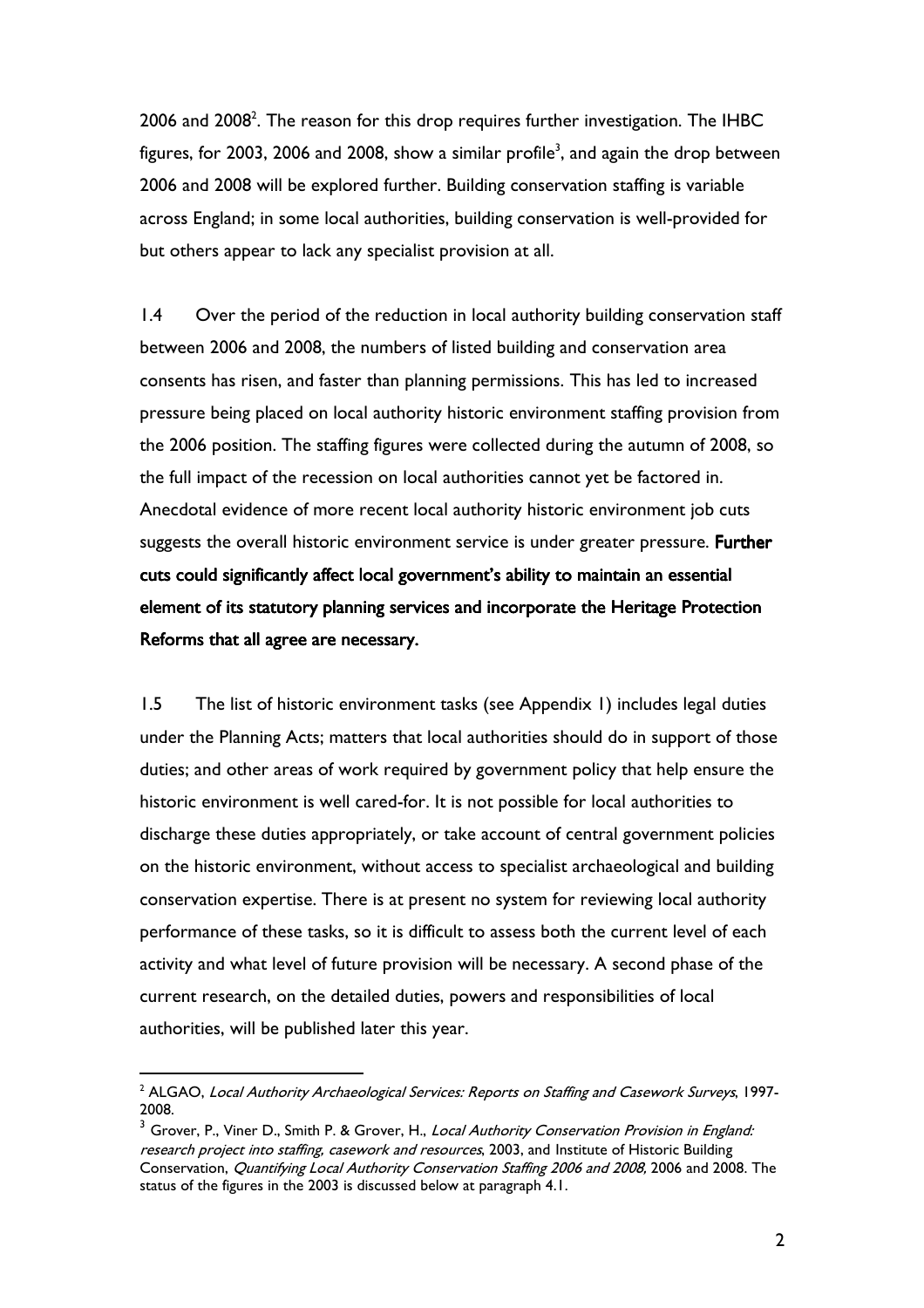2006 and 2008[2]. The reason for this drop requires further investigation. The IHBC figures, for 2003, 2006 and 2008, show a similar profile[3], and again the drop between 2006 and 2008 will be explored further. Building conservation staffing is variable across England; in some local authorities, building conservation is well-provided for but others appear to lack any specialist provision at all.

1.4 Over the period of the reduction in local authority building conservation staff between 2006 and 2008, the numbers of listed building and conservation area consents has risen, and faster than planning permissions. This has led to increased pressure being placed on local authority historic environment staffing provision from the 2006 position. The staffing figures were collected during the autumn of 2008, so the full impact of the recession on local authorities cannot yet be factored in. Anecdotal evidence of more recent local authority historic environment job cuts suggests the overall historic environment service is under greater pressure. **Further cuts could significantly affect local government's ability to maintain an essential element of its statutory planning services and incorporate the Heritage Protection Reforms that all agree are necessary.**

1.5 The list of historic environment tasks (see Appendix 1) includes legal duties under the Planning Acts; matters that local authorities should do in support of those duties; and other areas of work required by government policy that help ensure the historic environment is well cared-for. It is not possible for local authorities to discharge these duties appropriately, or take account of central government policies on the historic environment, without access to specialist archaeological and building conservation expertise. There is at present no system for reviewing local authority performance of these tasks, so it is difficult to assess both the current level of each activity and what level of future provision will be necessary. A second phase of the current research, on the detailed duties, powers and responsibilities of local authorities, will be published later this year.

---

[2] ALGAO, *Local Authority Archaeological Services: Reports on Staffing and Casework Surveys*, 1997-2008.

[3] Grover, P., Viner D., Smith P. & Grover, H., *Local Authority Conservation Provision in England: research project into staffing, casework and resources*, 2003, and Institute of Historic Building Conservation, *Quantifying Local Authority Conservation Staffing 2006 and 2008,* 2006 and 2008. The status of the figures in the 2003 is discussed below at paragraph 4.1.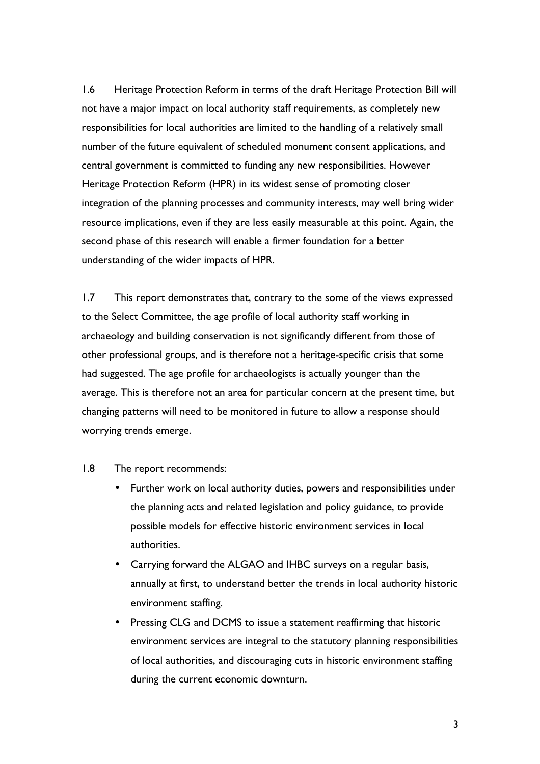1.6 Heritage Protection Reform in terms of the draft Heritage Protection Bill will not have a major impact on local authority staff requirements, as completely new responsibilities for local authorities are limited to the handling of a relatively small number of the future equivalent of scheduled monument consent applications, and central government is committed to funding any new responsibilities. However Heritage Protection Reform (HPR) in its widest sense of promoting closer integration of the planning processes and community interests, may well bring wider resource implications, even if they are less easily measurable at this point. Again, the second phase of this research will enable a firmer foundation for a better understanding of the wider impacts of HPR.

1.7 This report demonstrates that, contrary to the some of the views expressed to the Select Committee, the age profile of local authority staff working in archaeology and building conservation is not significantly different from those of other professional groups, and is therefore not a heritage-specific crisis that some had suggested. The age profile for archaeologists is actually younger than the average. This is therefore not an area for particular concern at the present time, but changing patterns will need to be monitored in future to allow a response should worrying trends emerge.

1.8 The report recommends:

- Further work on local authority duties, powers and responsibilities under the planning acts and related legislation and policy guidance, to provide possible models for effective historic environment services in local authorities.
- Carrying forward the ALGAO and IHBC surveys on a regular basis, annually at first, to understand better the trends in local authority historic environment staffing.
- Pressing CLG and DCMS to issue a statement reaffirming that historic environment services are integral to the statutory planning responsibilities of local authorities, and discouraging cuts in historic environment staffing during the current economic downturn.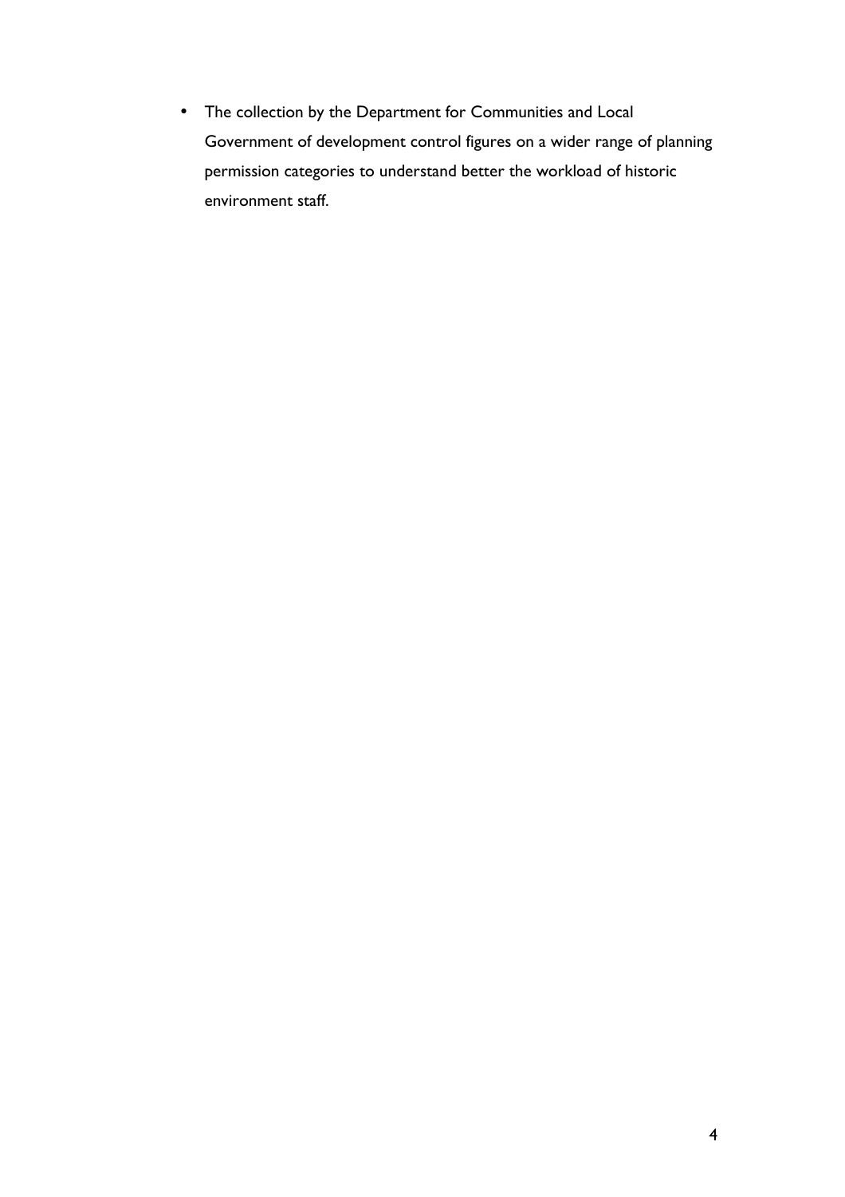- The collection by the Department for Communities and Local Government of development control figures on a wider range of planning permission categories to understand better the workload of historic environment staff.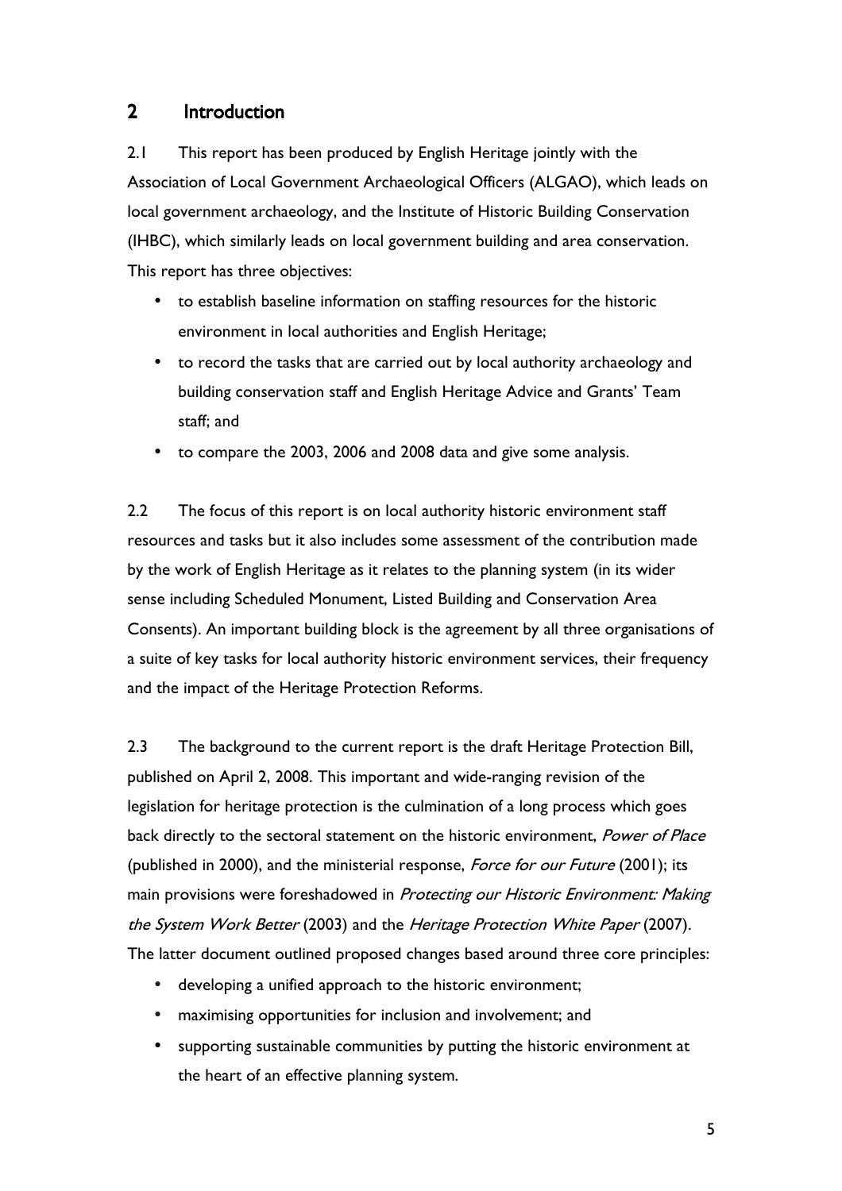## 2 Introduction

2.1 This report has been produced by English Heritage jointly with the Association of Local Government Archaeological Officers (ALGAO), which leads on local government archaeology, and the Institute of Historic Building Conservation (IHBC), which similarly leads on local government building and area conservation. This report has three objectives:

- to establish baseline information on staffing resources for the historic environment in local authorities and English Heritage;
- to record the tasks that are carried out by local authority archaeology and building conservation staff and English Heritage Advice and Grants' Team staff; and
- to compare the 2003, 2006 and 2008 data and give some analysis.

2.2 The focus of this report is on local authority historic environment staff resources and tasks but it also includes some assessment of the contribution made by the work of English Heritage as it relates to the planning system (in its wider sense including Scheduled Monument, Listed Building and Conservation Area Consents). An important building block is the agreement by all three organisations of a suite of key tasks for local authority historic environment services, their frequency and the impact of the Heritage Protection Reforms.

2.3 The background to the current report is the draft Heritage Protection Bill, published on April 2, 2008. This important and wide-ranging revision of the legislation for heritage protection is the culmination of a long process which goes back directly to the sectoral statement on the historic environment, *Power of Place* (published in 2000), and the ministerial response, *Force for our Future* (2001); its main provisions were foreshadowed in *Protecting our Historic Environment: Making the System Work Better* (2003) and the *Heritage Protection White Paper* (2007). The latter document outlined proposed changes based around three core principles:

- developing a unified approach to the historic environment;
- maximising opportunities for inclusion and involvement; and
- supporting sustainable communities by putting the historic environment at the heart of an effective planning system.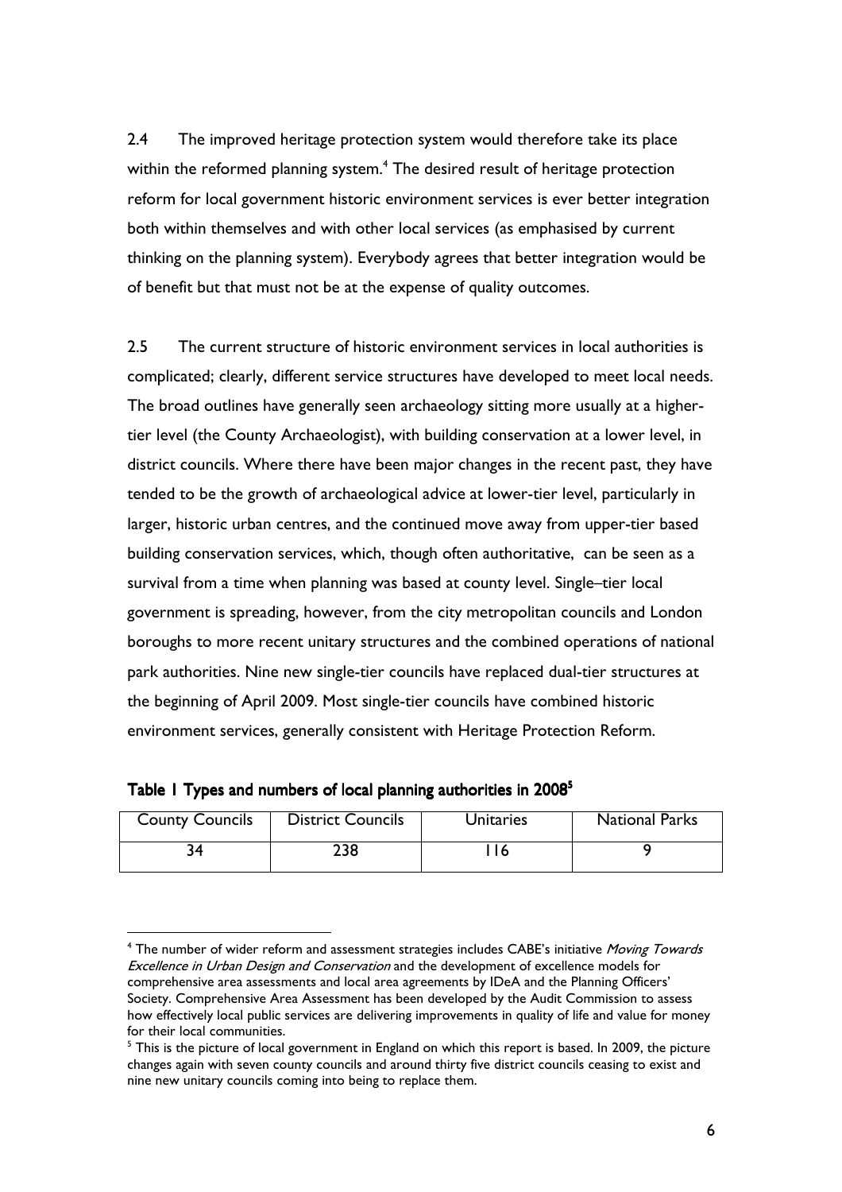2.4 The improved heritage protection system would therefore take its place within the reformed planning system.[4] The desired result of heritage protection reform for local government historic environment services is ever better integration both within themselves and with other local services (as emphasised by current thinking on the planning system). Everybody agrees that better integration would be of benefit but that must not be at the expense of quality outcomes.

2.5 The current structure of historic environment services in local authorities is complicated; clearly, different service structures have developed to meet local needs. The broad outlines have generally seen archaeology sitting more usually at a higher-tier level (the County Archaeologist), with building conservation at a lower level, in district councils. Where there have been major changes in the recent past, they have tended to be the growth of archaeological advice at lower-tier level, particularly in larger, historic urban centres, and the continued move away from upper-tier based building conservation services, which, though often authoritative, can be seen as a survival from a time when planning was based at county level. Single–tier local government is spreading, however, from the city metropolitan councils and London boroughs to more recent unitary structures and the combined operations of national park authorities. Nine new single-tier councils have replaced dual-tier structures at the beginning of April 2009. Most single-tier councils have combined historic environment services, generally consistent with Heritage Protection Reform.

**Table 1 Types and numbers of local planning authorities in 2008[5]**

| County Councils | District Councils | Unitaries | National Parks |
|---|---|---|---|
| 34 | 238 | 116 | 9 |

[4] The number of wider reform and assessment strategies includes CABE's initiative *Moving Towards Excellence in Urban Design and Conservation* and the development of excellence models for comprehensive area assessments and local area agreements by IDeA and the Planning Officers' Society. Comprehensive Area Assessment has been developed by the Audit Commission to assess how effectively local public services are delivering improvements in quality of life and value for money for their local communities.

[5] This is the picture of local government in England on which this report is based. In 2009, the picture changes again with seven county councils and around thirty five district councils ceasing to exist and nine new unitary councils coming into being to replace them.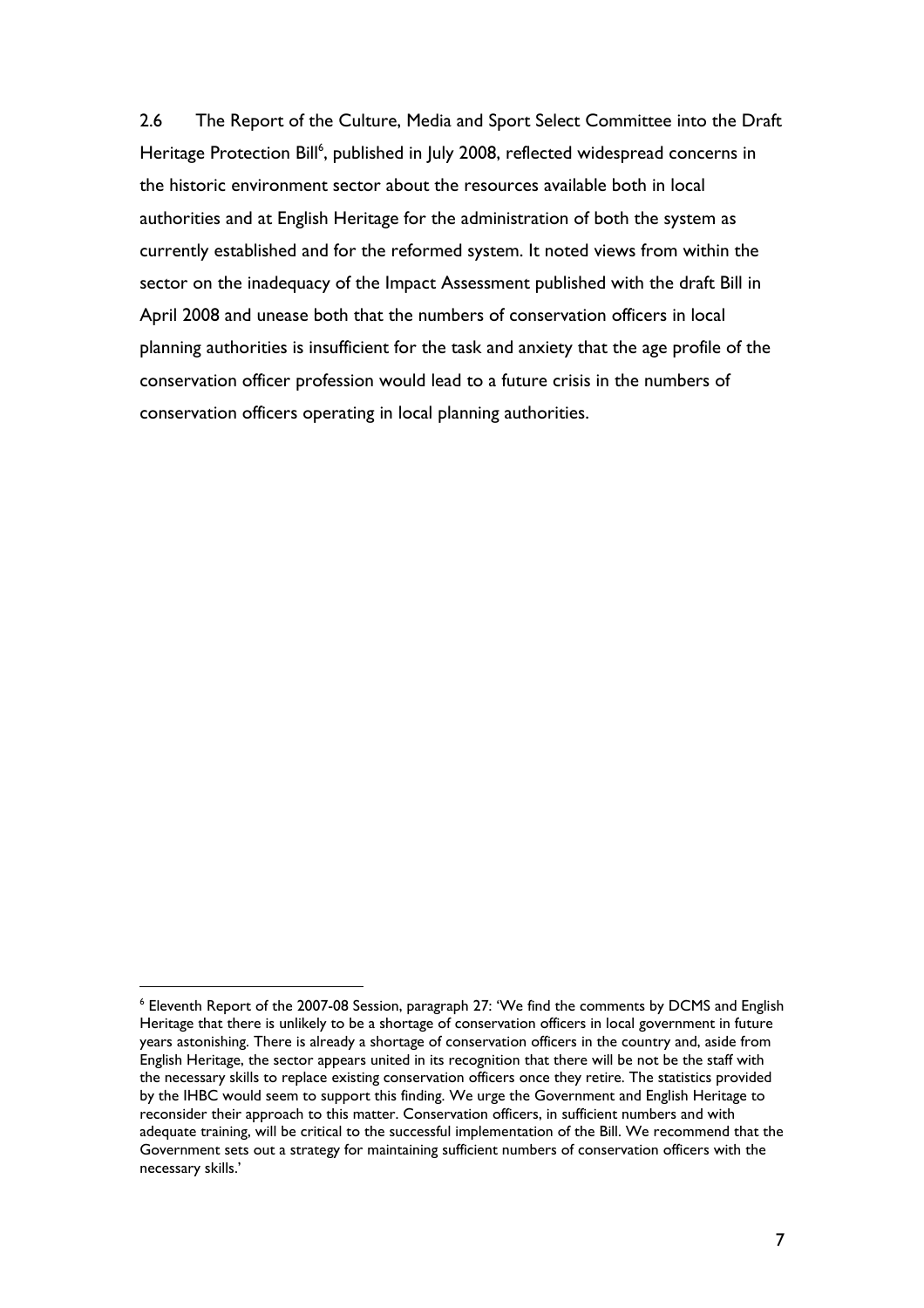2.6 The Report of the Culture, Media and Sport Select Committee into the Draft Heritage Protection Bill[6], published in July 2008, reflected widespread concerns in the historic environment sector about the resources available both in local authorities and at English Heritage for the administration of both the system as currently established and for the reformed system. It noted views from within the sector on the inadequacy of the Impact Assessment published with the draft Bill in April 2008 and unease both that the numbers of conservation officers in local planning authorities is insufficient for the task and anxiety that the age profile of the conservation officer profession would lead to a future crisis in the numbers of conservation officers operating in local planning authorities.

[6] Eleventh Report of the 2007-08 Session, paragraph 27: 'We find the comments by DCMS and English Heritage that there is unlikely to be a shortage of conservation officers in local government in future years astonishing. There is already a shortage of conservation officers in the country and, aside from English Heritage, the sector appears united in its recognition that there will be not be the staff with the necessary skills to replace existing conservation officers once they retire. The statistics provided by the IHBC would seem to support this finding. We urge the Government and English Heritage to reconsider their approach to this matter. Conservation officers, in sufficient numbers and with adequate training, will be critical to the successful implementation of the Bill. We recommend that the Government sets out a strategy for maintaining sufficient numbers of conservation officers with the necessary skills.'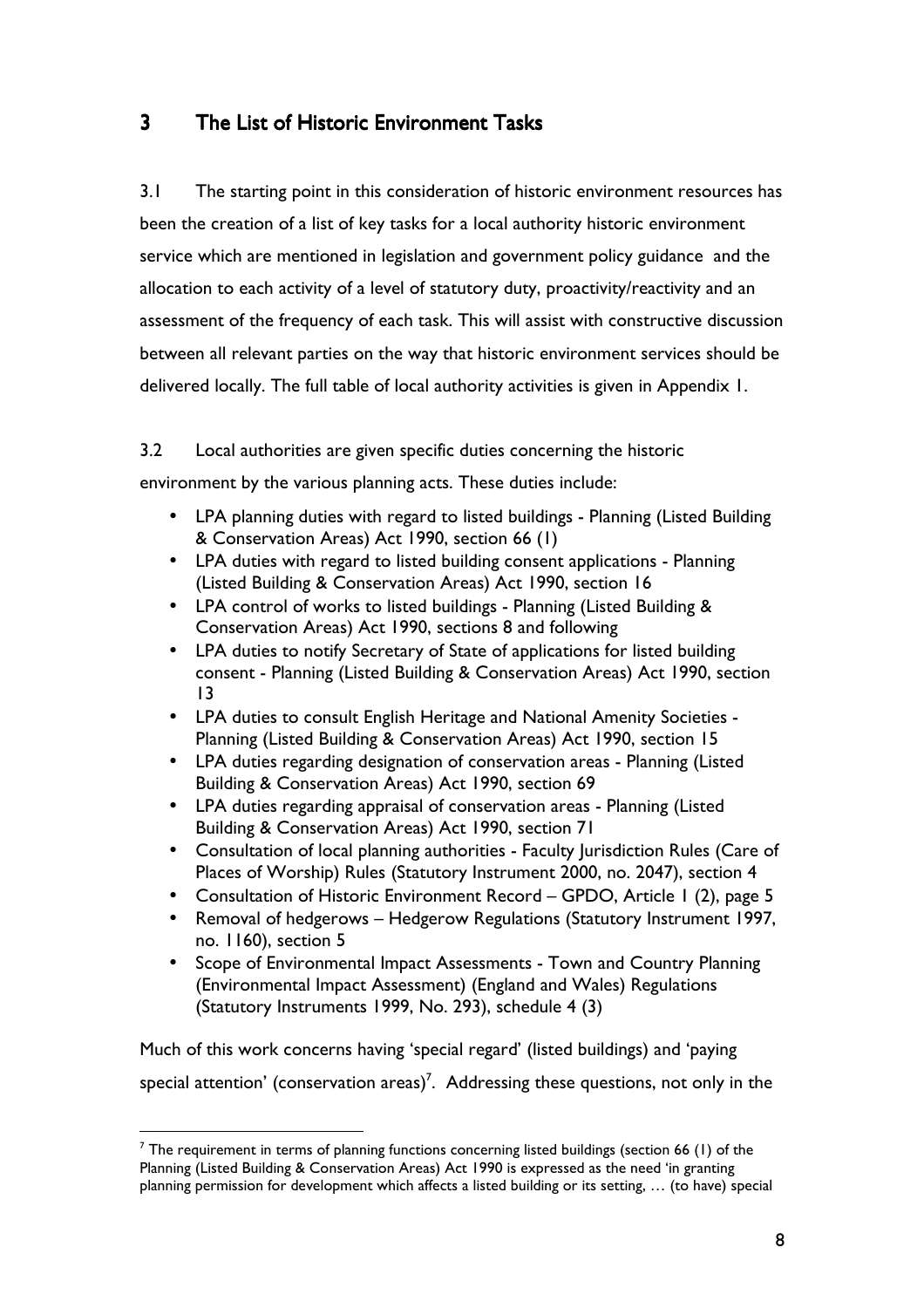## 3 The List of Historic Environment Tasks

3.1 The starting point in this consideration of historic environment resources has been the creation of a list of key tasks for a local authority historic environment service which are mentioned in legislation and government policy guidance and the allocation to each activity of a level of statutory duty, proactivity/reactivity and an assessment of the frequency of each task. This will assist with constructive discussion between all relevant parties on the way that historic environment services should be delivered locally. The full table of local authority activities is given in Appendix 1.

3.2 Local authorities are given specific duties concerning the historic environment by the various planning acts. These duties include:

- LPA planning duties with regard to listed buildings - Planning (Listed Building & Conservation Areas) Act 1990, section 66 (1)
- LPA duties with regard to listed building consent applications - Planning (Listed Building & Conservation Areas) Act 1990, section 16
- LPA control of works to listed buildings - Planning (Listed Building & Conservation Areas) Act 1990, sections 8 and following
- LPA duties to notify Secretary of State of applications for listed building consent - Planning (Listed Building & Conservation Areas) Act 1990, section 13
- LPA duties to consult English Heritage and National Amenity Societies - Planning (Listed Building & Conservation Areas) Act 1990, section 15
- LPA duties regarding designation of conservation areas - Planning (Listed Building & Conservation Areas) Act 1990, section 69
- LPA duties regarding appraisal of conservation areas - Planning (Listed Building & Conservation Areas) Act 1990, section 71
- Consultation of local planning authorities - Faculty Jurisdiction Rules (Care of Places of Worship) Rules (Statutory Instrument 2000, no. 2047), section 4
- Consultation of Historic Environment Record – GPDO, Article 1 (2), page 5
- Removal of hedgerows – Hedgerow Regulations (Statutory Instrument 1997, no. 1160), section 5
- Scope of Environmental Impact Assessments - Town and Country Planning (Environmental Impact Assessment) (England and Wales) Regulations (Statutory Instruments 1999, No. 293), schedule 4 (3)

Much of this work concerns having 'special regard' (listed buildings) and 'paying special attention' (conservation areas)[7]. Addressing these questions, not only in the

[7] The requirement in terms of planning functions concerning listed buildings (section 66 (1) of the Planning (Listed Building & Conservation Areas) Act 1990 is expressed as the need 'in granting planning permission for development which affects a listed building or its setting, … (to have) special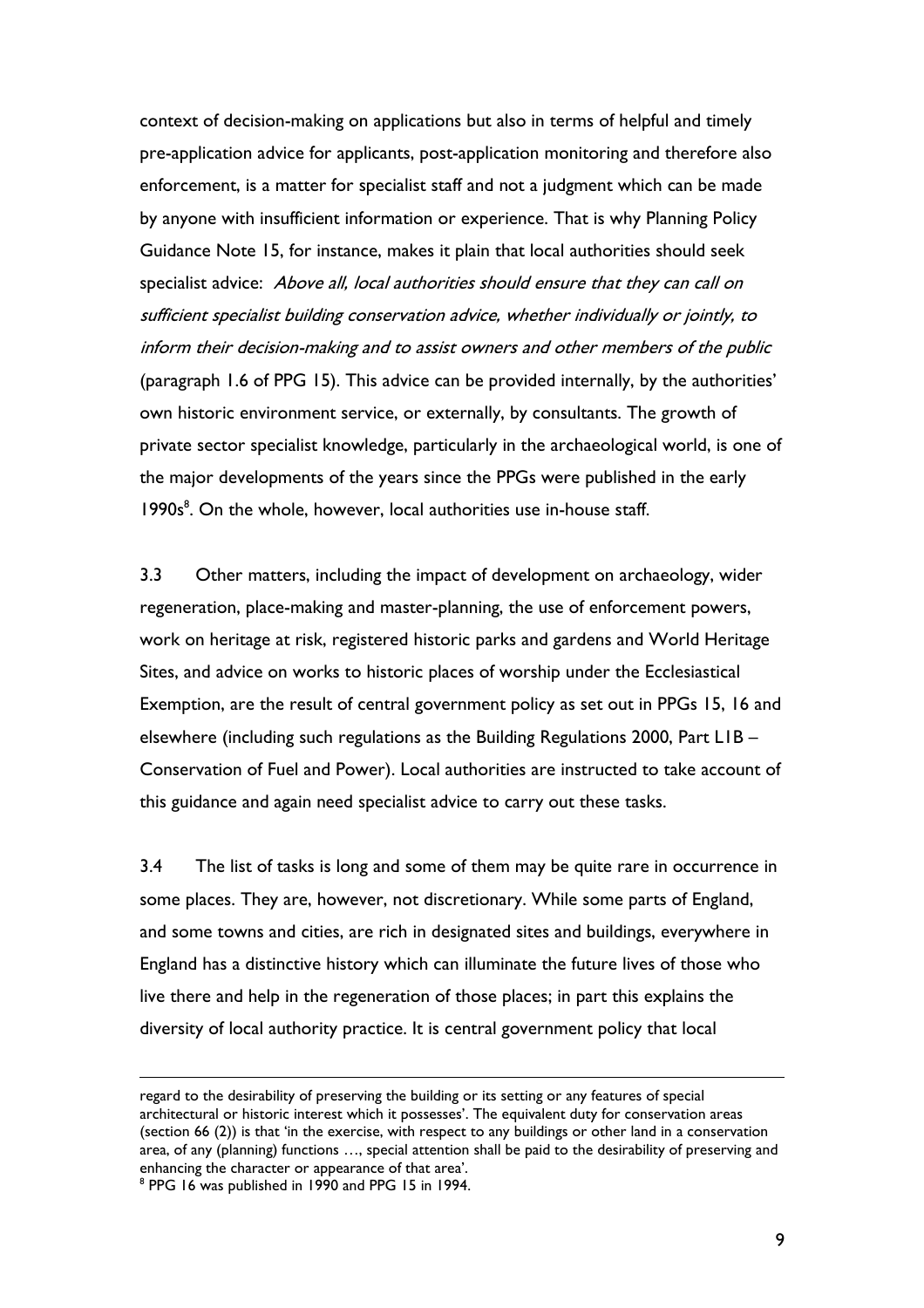context of decision-making on applications but also in terms of helpful and timely pre-application advice for applicants, post-application monitoring and therefore also enforcement, is a matter for specialist staff and not a judgment which can be made by anyone with insufficient information or experience. That is why Planning Policy Guidance Note 15, for instance, makes it plain that local authorities should seek specialist advice: *Above all, local authorities should ensure that they can call on sufficient specialist building conservation advice, whether individually or jointly, to inform their decision-making and to assist owners and other members of the public* (paragraph 1.6 of PPG 15). This advice can be provided internally, by the authorities' own historic environment service, or externally, by consultants. The growth of private sector specialist knowledge, particularly in the archaeological world, is one of the major developments of the years since the PPGs were published in the early 1990s[8]. On the whole, however, local authorities use in-house staff.

3.3 Other matters, including the impact of development on archaeology, wider regeneration, place-making and master-planning, the use of enforcement powers, work on heritage at risk, registered historic parks and gardens and World Heritage Sites, and advice on works to historic places of worship under the Ecclesiastical Exemption, are the result of central government policy as set out in PPGs 15, 16 and elsewhere (including such regulations as the Building Regulations 2000, Part L1B – Conservation of Fuel and Power). Local authorities are instructed to take account of this guidance and again need specialist advice to carry out these tasks.

3.4 The list of tasks is long and some of them may be quite rare in occurrence in some places. They are, however, not discretionary. While some parts of England, and some towns and cities, are rich in designated sites and buildings, everywhere in England has a distinctive history which can illuminate the future lives of those who live there and help in the regeneration of those places; in part this explains the diversity of local authority practice. It is central government policy that local

---

regard to the desirability of preserving the building or its setting or any features of special architectural or historic interest which it possesses'. The equivalent duty for conservation areas (section 66 (2)) is that 'in the exercise, with respect to any buildings or other land in a conservation area, of any (planning) functions …, special attention shall be paid to the desirability of preserving and enhancing the character or appearance of that area'.

[8] PPG 16 was published in 1990 and PPG 15 in 1994.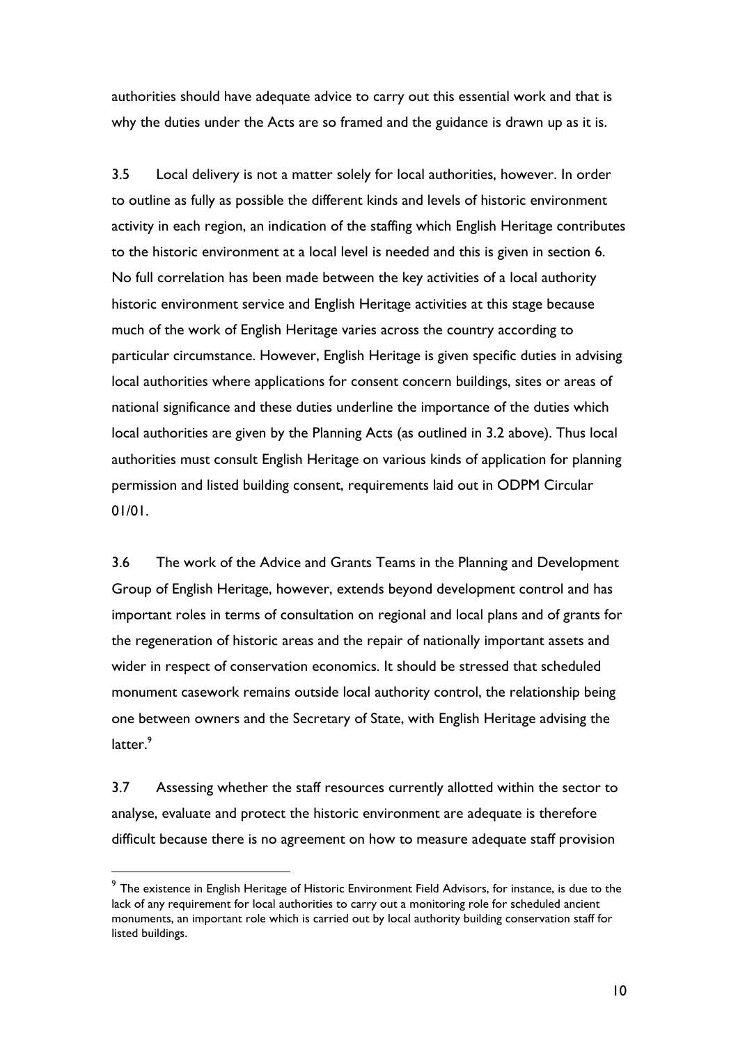authorities should have adequate advice to carry out this essential work and that is why the duties under the Acts are so framed and the guidance is drawn up as it is.

3.5 Local delivery is not a matter solely for local authorities, however. In order to outline as fully as possible the different kinds and levels of historic environment activity in each region, an indication of the staffing which English Heritage contributes to the historic environment at a local level is needed and this is given in section 6. No full correlation has been made between the key activities of a local authority historic environment service and English Heritage activities at this stage because much of the work of English Heritage varies across the country according to particular circumstance. However, English Heritage is given specific duties in advising local authorities where applications for consent concern buildings, sites or areas of national significance and these duties underline the importance of the duties which local authorities are given by the Planning Acts (as outlined in 3.2 above). Thus local authorities must consult English Heritage on various kinds of application for planning permission and listed building consent, requirements laid out in ODPM Circular 01/01.

3.6 The work of the Advice and Grants Teams in the Planning and Development Group of English Heritage, however, extends beyond development control and has important roles in terms of consultation on regional and local plans and of grants for the regeneration of historic areas and the repair of nationally important assets and wider in respect of conservation economics. It should be stressed that scheduled monument casework remains outside local authority control, the relationship being one between owners and the Secretary of State, with English Heritage advising the latter.[9]

3.7 Assessing whether the staff resources currently allotted within the sector to analyse, evaluate and protect the historic environment are adequate is therefore difficult because there is no agreement on how to measure adequate staff provision

---

[9] The existence in English Heritage of Historic Environment Field Advisors, for instance, is due to the lack of any requirement for local authorities to carry out a monitoring role for scheduled ancient monuments, an important role which is carried out by local authority building conservation staff for listed buildings.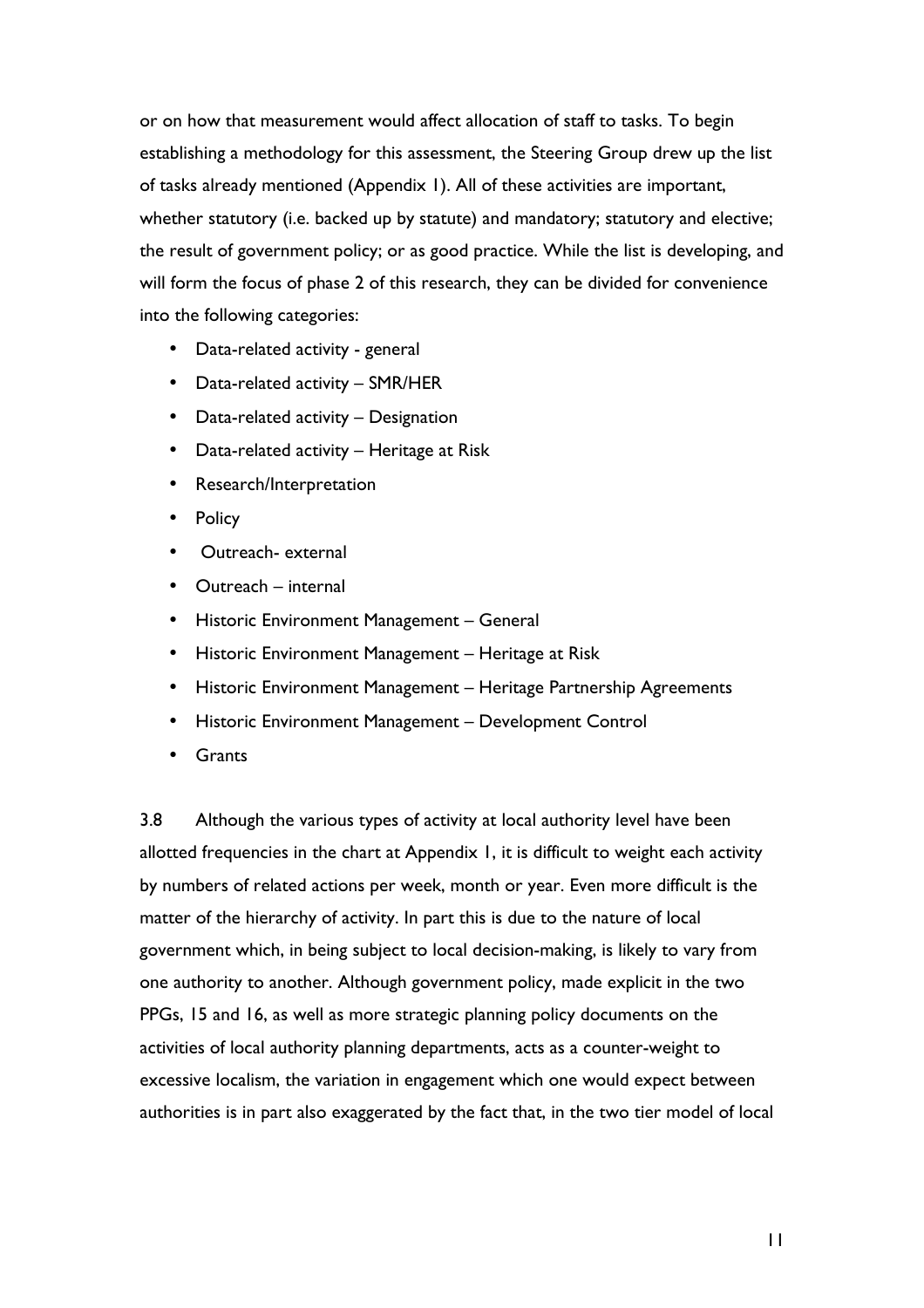or on how that measurement would affect allocation of staff to tasks. To begin establishing a methodology for this assessment, the Steering Group drew up the list of tasks already mentioned (Appendix 1). All of these activities are important, whether statutory (i.e. backed up by statute) and mandatory; statutory and elective; the result of government policy; or as good practice. While the list is developing, and will form the focus of phase 2 of this research, they can be divided for convenience into the following categories:

- Data-related activity - general
- Data-related activity – SMR/HER
- Data-related activity – Designation
- Data-related activity – Heritage at Risk
- Research/Interpretation
- Policy
- Outreach- external
- Outreach – internal
- Historic Environment Management – General
- Historic Environment Management – Heritage at Risk
- Historic Environment Management – Heritage Partnership Agreements
- Historic Environment Management – Development Control
- Grants

3.8 Although the various types of activity at local authority level have been allotted frequencies in the chart at Appendix 1, it is difficult to weight each activity by numbers of related actions per week, month or year. Even more difficult is the matter of the hierarchy of activity. In part this is due to the nature of local government which, in being subject to local decision-making, is likely to vary from one authority to another. Although government policy, made explicit in the two PPGs, 15 and 16, as well as more strategic planning policy documents on the activities of local authority planning departments, acts as a counter-weight to excessive localism, the variation in engagement which one would expect between authorities is in part also exaggerated by the fact that, in the two tier model of local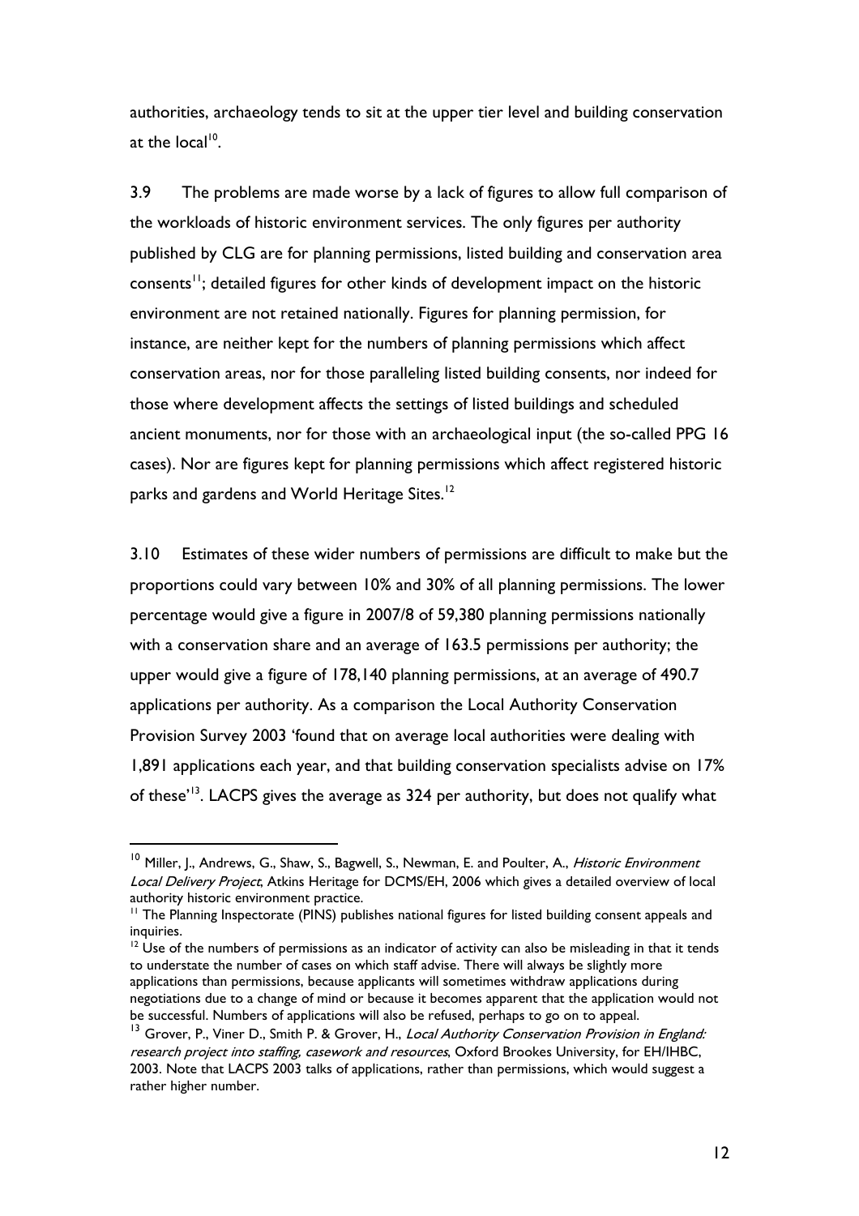authorities, archaeology tends to sit at the upper tier level and building conservation at the local[10].

3.9 The problems are made worse by a lack of figures to allow full comparison of the workloads of historic environment services. The only figures per authority published by CLG are for planning permissions, listed building and conservation area consents[11]; detailed figures for other kinds of development impact on the historic environment are not retained nationally. Figures for planning permission, for instance, are neither kept for the numbers of planning permissions which affect conservation areas, nor for those paralleling listed building consents, nor indeed for those where development affects the settings of listed buildings and scheduled ancient monuments, nor for those with an archaeological input (the so-called PPG 16 cases). Nor are figures kept for planning permissions which affect registered historic parks and gardens and World Heritage Sites.[12]

3.10 Estimates of these wider numbers of permissions are difficult to make but the proportions could vary between 10% and 30% of all planning permissions. The lower percentage would give a figure in 2007/8 of 59,380 planning permissions nationally with a conservation share and an average of 163.5 permissions per authority; the upper would give a figure of 178,140 planning permissions, at an average of 490.7 applications per authority. As a comparison the Local Authority Conservation Provision Survey 2003 'found that on average local authorities were dealing with 1,891 applications each year, and that building conservation specialists advise on 17% of these'[13]. LACPS gives the average as 324 per authority, but does not qualify what

---

[10] Miller, J., Andrews, G., Shaw, S., Bagwell, S., Newman, E. and Poulter, A., *Historic Environment Local Delivery Project*, Atkins Heritage for DCMS/EH, 2006 which gives a detailed overview of local authority historic environment practice.

[11] The Planning Inspectorate (PINS) publishes national figures for listed building consent appeals and inquiries.

[12] Use of the numbers of permissions as an indicator of activity can also be misleading in that it tends to understate the number of cases on which staff advise. There will always be slightly more applications than permissions, because applicants will sometimes withdraw applications during negotiations due to a change of mind or because it becomes apparent that the application would not be successful. Numbers of applications will also be refused, perhaps to go on to appeal.

[13] Grover, P., Viner D., Smith P. & Grover, H., *Local Authority Conservation Provision in England: research project into staffing, casework and resources*, Oxford Brookes University, for EH/IHBC, 2003. Note that LACPS 2003 talks of applications, rather than permissions, which would suggest a rather higher number.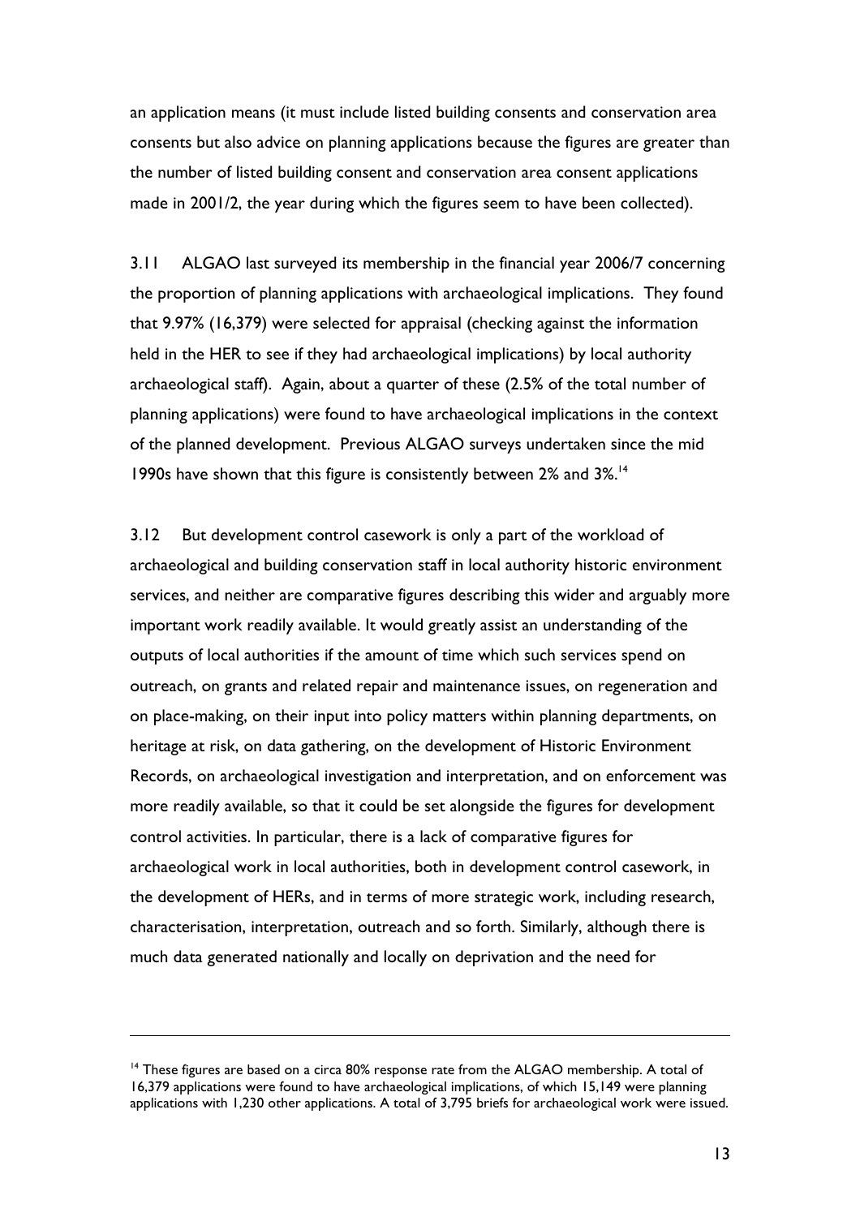an application means (it must include listed building consents and conservation area consents but also advice on planning applications because the figures are greater than the number of listed building consent and conservation area consent applications made in 2001/2, the year during which the figures seem to have been collected).

3.11 ALGAO last surveyed its membership in the financial year 2006/7 concerning the proportion of planning applications with archaeological implications. They found that 9.97% (16,379) were selected for appraisal (checking against the information held in the HER to see if they had archaeological implications) by local authority archaeological staff). Again, about a quarter of these (2.5% of the total number of planning applications) were found to have archaeological implications in the context of the planned development. Previous ALGAO surveys undertaken since the mid 1990s have shown that this figure is consistently between 2% and 3%.[14]

3.12 But development control casework is only a part of the workload of archaeological and building conservation staff in local authority historic environment services, and neither are comparative figures describing this wider and arguably more important work readily available. It would greatly assist an understanding of the outputs of local authorities if the amount of time which such services spend on outreach, on grants and related repair and maintenance issues, on regeneration and on place-making, on their input into policy matters within planning departments, on heritage at risk, on data gathering, on the development of Historic Environment Records, on archaeological investigation and interpretation, and on enforcement was more readily available, so that it could be set alongside the figures for development control activities. In particular, there is a lack of comparative figures for archaeological work in local authorities, both in development control casework, in the development of HERs, and in terms of more strategic work, including research, characterisation, interpretation, outreach and so forth. Similarly, although there is much data generated nationally and locally on deprivation and the need for

---

[14] These figures are based on a circa 80% response rate from the ALGAO membership. A total of 16,379 applications were found to have archaeological implications, of which 15,149 were planning applications with 1,230 other applications. A total of 3,795 briefs for archaeological work were issued.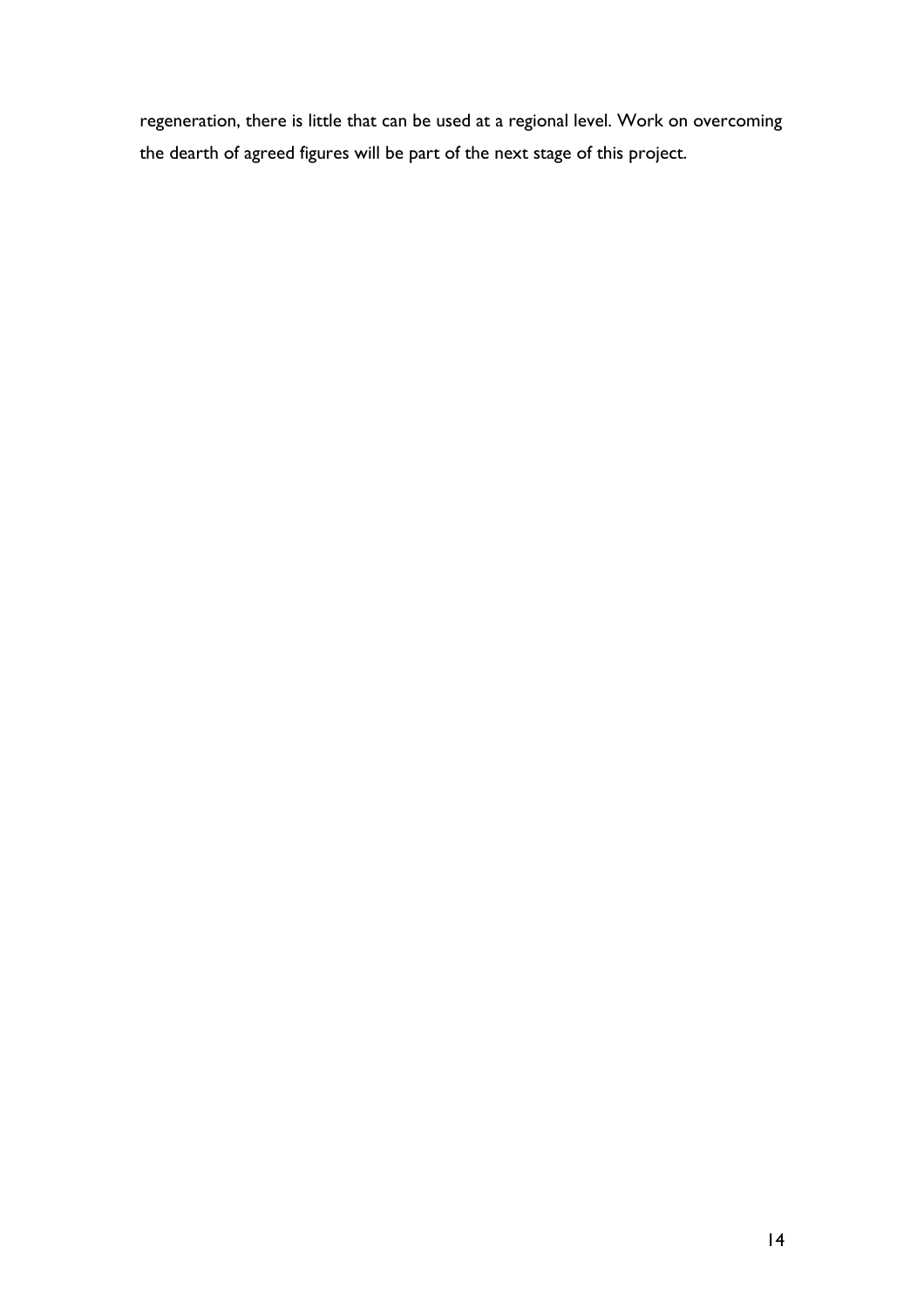regeneration, there is little that can be used at a regional level. Work on overcoming the dearth of agreed figures will be part of the next stage of this project.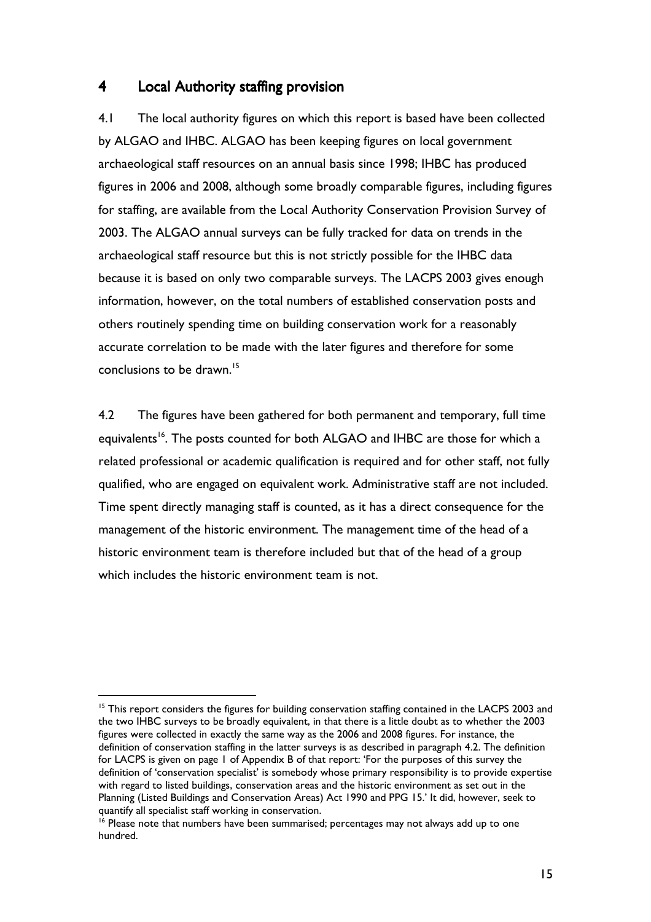## 4 Local Authority staffing provision

4.1 The local authority figures on which this report is based have been collected by ALGAO and IHBC. ALGAO has been keeping figures on local government archaeological staff resources on an annual basis since 1998; IHBC has produced figures in 2006 and 2008, although some broadly comparable figures, including figures for staffing, are available from the Local Authority Conservation Provision Survey of 2003. The ALGAO annual surveys can be fully tracked for data on trends in the archaeological staff resource but this is not strictly possible for the IHBC data because it is based on only two comparable surveys. The LACPS 2003 gives enough information, however, on the total numbers of established conservation posts and others routinely spending time on building conservation work for a reasonably accurate correlation to be made with the later figures and therefore for some conclusions to be drawn.[15]

4.2 The figures have been gathered for both permanent and temporary, full time equivalents[16]. The posts counted for both ALGAO and IHBC are those for which a related professional or academic qualification is required and for other staff, not fully qualified, who are engaged on equivalent work. Administrative staff are not included. Time spent directly managing staff is counted, as it has a direct consequence for the management of the historic environment. The management time of the head of a historic environment team is therefore included but that of the head of a group which includes the historic environment team is not.

---

[15] This report considers the figures for building conservation staffing contained in the LACPS 2003 and the two IHBC surveys to be broadly equivalent, in that there is a little doubt as to whether the 2003 figures were collected in exactly the same way as the 2006 and 2008 figures. For instance, the definition of conservation staffing in the latter surveys is as described in paragraph 4.2. The definition for LACPS is given on page 1 of Appendix B of that report: 'For the purposes of this survey the definition of 'conservation specialist' is somebody whose primary responsibility is to provide expertise with regard to listed buildings, conservation areas and the historic environment as set out in the Planning (Listed Buildings and Conservation Areas) Act 1990 and PPG 15.' It did, however, seek to quantify all specialist staff working in conservation.

[16] Please note that numbers have been summarised; percentages may not always add up to one hundred.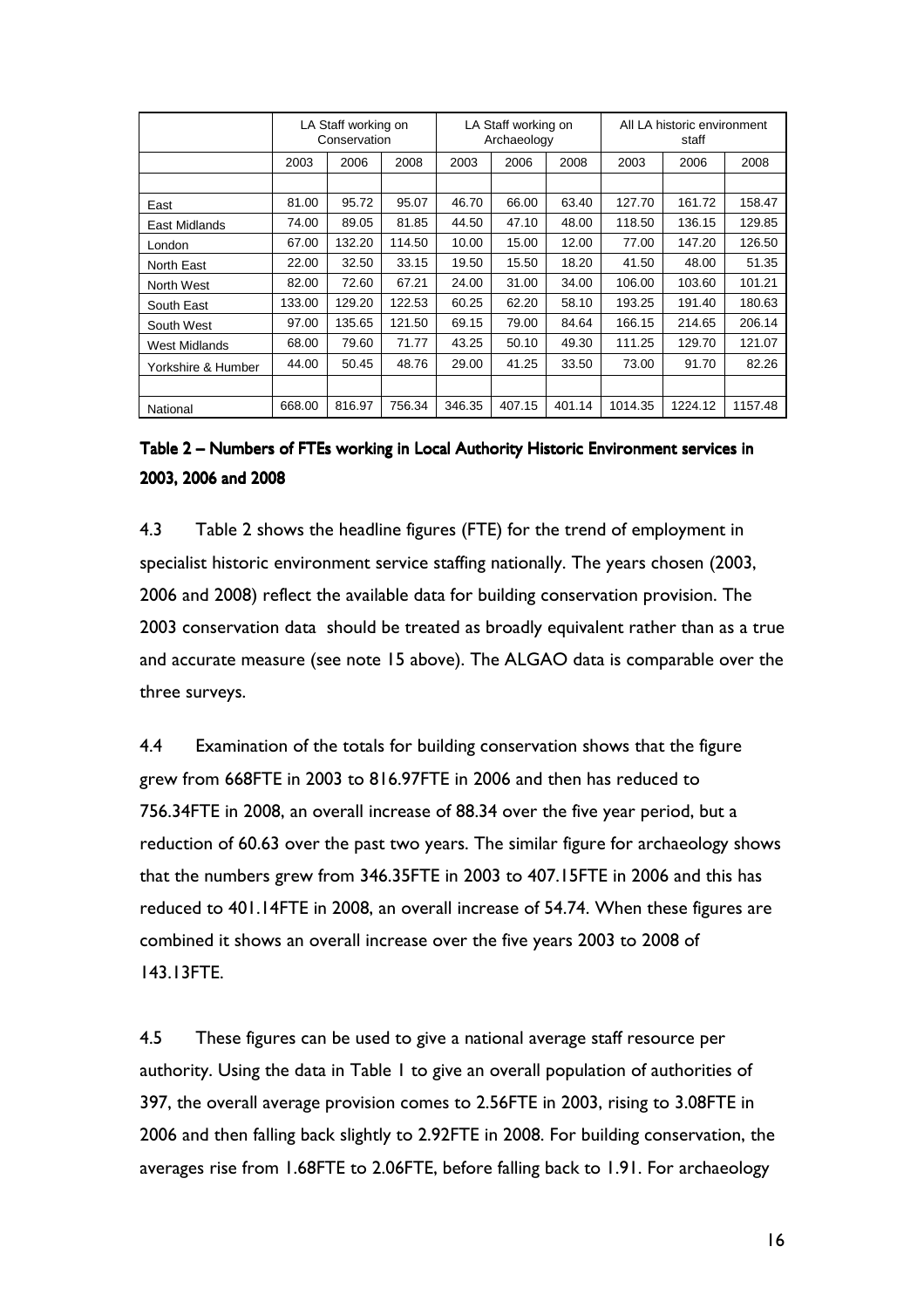| | LA Staff working on Conservation | | | LA Staff working on Archaeology | | | All LA historic environment staff | | |
|---|---|---|---|---|---|---|---|---|---|
| | 2003 | 2006 | 2008 | 2003 | 2006 | 2008 | 2003 | 2006 | 2008 |
| East | 81.00 | 95.72 | 95.07 | 46.70 | 66.00 | 63.40 | 127.70 | 161.72 | 158.47 |
| East Midlands | 74.00 | 89.05 | 81.85 | 44.50 | 47.10 | 48.00 | 118.50 | 136.15 | 129.85 |
| London | 67.00 | 132.20 | 114.50 | 10.00 | 15.00 | 12.00 | 77.00 | 147.20 | 126.50 |
| North East | 22.00 | 32.50 | 33.15 | 19.50 | 15.50 | 18.20 | 41.50 | 48.00 | 51.35 |
| North West | 82.00 | 72.60 | 67.21 | 24.00 | 31.00 | 34.00 | 106.00 | 103.60 | 101.21 |
| South East | 133.00 | 129.20 | 122.53 | 60.25 | 62.20 | 58.10 | 193.25 | 191.40 | 180.63 |
| South West | 97.00 | 135.65 | 121.50 | 69.15 | 79.00 | 84.64 | 166.15 | 214.65 | 206.14 |
| West Midlands | 68.00 | 79.60 | 71.77 | 43.25 | 50.10 | 49.30 | 111.25 | 129.70 | 121.07 |
| Yorkshire & Humber | 44.00 | 50.45 | 48.76 | 29.00 | 41.25 | 33.50 | 73.00 | 91.70 | 82.26 |
| National | 668.00 | 816.97 | 756.34 | 346.35 | 407.15 | 401.14 | 1014.35 | 1224.12 | 1157.48 |

**Table 2 – Numbers of FTEs working in Local Authority Historic Environment services in 2003, 2006 and 2008**

4.3 Table 2 shows the headline figures (FTE) for the trend of employment in specialist historic environment service staffing nationally. The years chosen (2003, 2006 and 2008) reflect the available data for building conservation provision. The 2003 conservation data should be treated as broadly equivalent rather than as a true and accurate measure (see note 15 above). The ALGAO data is comparable over the three surveys.

4.4 Examination of the totals for building conservation shows that the figure grew from 668FTE in 2003 to 816.97FTE in 2006 and then has reduced to 756.34FTE in 2008, an overall increase of 88.34 over the five year period, but a reduction of 60.63 over the past two years. The similar figure for archaeology shows that the numbers grew from 346.35FTE in 2003 to 407.15FTE in 2006 and this has reduced to 401.14FTE in 2008, an overall increase of 54.74. When these figures are combined it shows an overall increase over the five years 2003 to 2008 of 143.13FTE.

4.5 These figures can be used to give a national average staff resource per authority. Using the data in Table 1 to give an overall population of authorities of 397, the overall average provision comes to 2.56FTE in 2003, rising to 3.08FTE in 2006 and then falling back slightly to 2.92FTE in 2008. For building conservation, the averages rise from 1.68FTE to 2.06FTE, before falling back to 1.91. For archaeology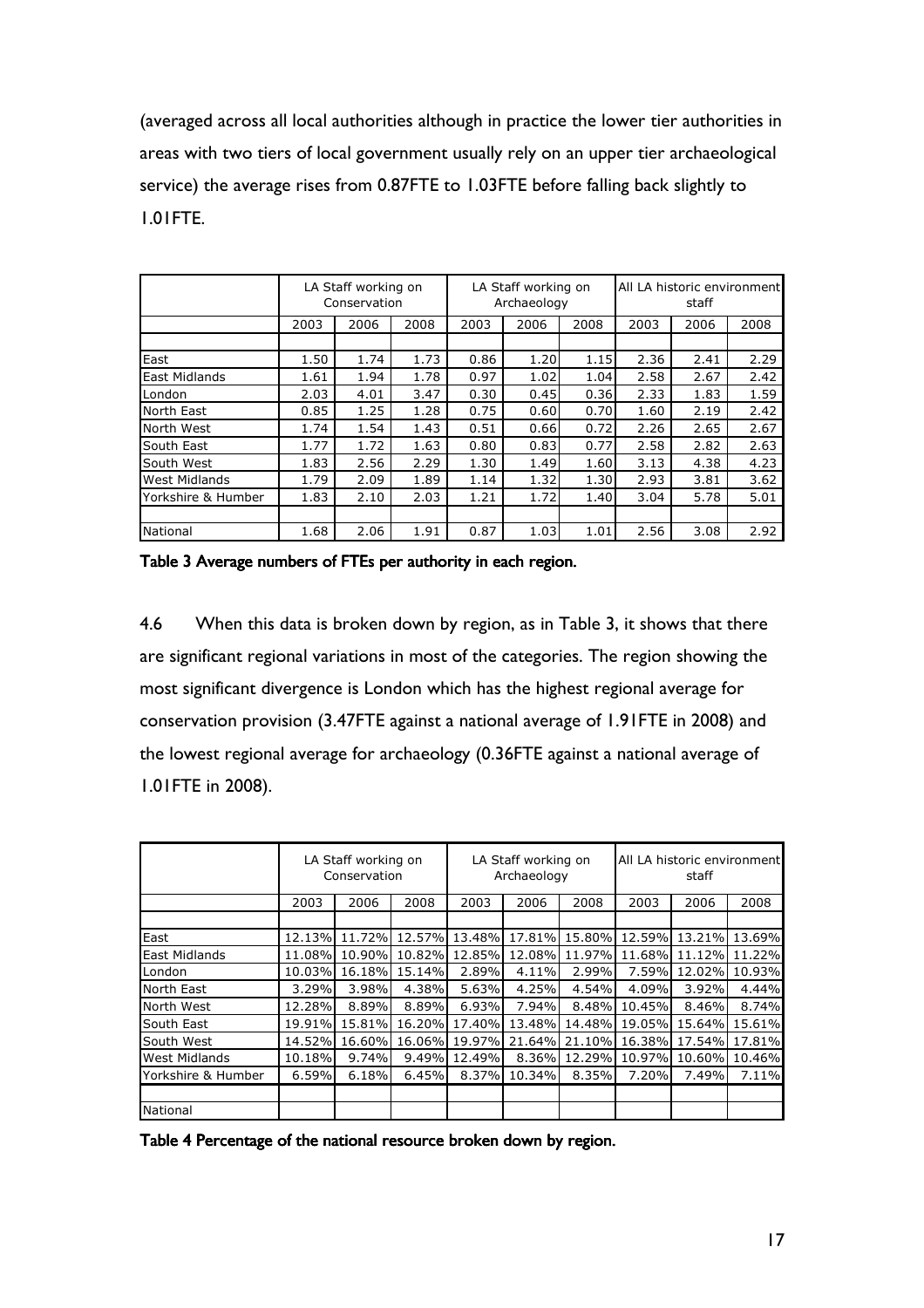(averaged across all local authorities although in practice the lower tier authorities in areas with two tiers of local government usually rely on an upper tier archaeological service) the average rises from 0.87FTE to 1.03FTE before falling back slightly to 1.01FTE.

| | LA Staff working on Conservation | | | LA Staff working on Archaeology | | | All LA historic environment staff | | |
|---|---|---|---|---|---|---|---|---|---|
| | 2003 | 2006 | 2008 | 2003 | 2006 | 2008 | 2003 | 2006 | 2008 |
| East | 1.50 | 1.74 | 1.73 | 0.86 | 1.20 | 1.15 | 2.36 | 2.41 | 2.29 |
| East Midlands | 1.61 | 1.94 | 1.78 | 0.97 | 1.02 | 1.04 | 2.58 | 2.67 | 2.42 |
| London | 2.03 | 4.01 | 3.47 | 0.30 | 0.45 | 0.36 | 2.33 | 1.83 | 1.59 |
| North East | 0.85 | 1.25 | 1.28 | 0.75 | 0.60 | 0.70 | 1.60 | 2.19 | 2.42 |
| North West | 1.74 | 1.54 | 1.43 | 0.51 | 0.66 | 0.72 | 2.26 | 2.65 | 2.67 |
| South East | 1.77 | 1.72 | 1.63 | 0.80 | 0.83 | 0.77 | 2.58 | 2.82 | 2.63 |
| South West | 1.83 | 2.56 | 2.29 | 1.30 | 1.49 | 1.60 | 3.13 | 4.38 | 4.23 |
| West Midlands | 1.79 | 2.09 | 1.89 | 1.14 | 1.32 | 1.30 | 2.93 | 3.81 | 3.62 |
| Yorkshire & Humber | 1.83 | 2.10 | 2.03 | 1.21 | 1.72 | 1.40 | 3.04 | 5.78 | 5.01 |
| National | 1.68 | 2.06 | 1.91 | 0.87 | 1.03 | 1.01 | 2.56 | 3.08 | 2.92 |

**Table 3 Average numbers of FTEs per authority in each region.**

4.6 When this data is broken down by region, as in Table 3, it shows that there are significant regional variations in most of the categories. The region showing the most significant divergence is London which has the highest regional average for conservation provision (3.47FTE against a national average of 1.91FTE in 2008) and the lowest regional average for archaeology (0.36FTE against a national average of 1.01FTE in 2008).

| | LA Staff working on Conservation | | | LA Staff working on Archaeology | | | All LA historic environment staff | | |
|---|---|---|---|---|---|---|---|---|---|
| | 2003 | 2006 | 2008 | 2003 | 2006 | 2008 | 2003 | 2006 | 2008 |
| East | 12.13% | 11.72% | 12.57% | 13.48% | 17.81% | 15.80% | 12.59% | 13.21% | 13.69% |
| East Midlands | 11.08% | 10.90% | 10.82% | 12.85% | 12.08% | 11.97% | 11.68% | 11.12% | 11.22% |
| London | 10.03% | 16.18% | 15.14% | 2.89% | 4.11% | 2.99% | 7.59% | 12.02% | 10.93% |
| North East | 3.29% | 3.98% | 4.38% | 5.63% | 4.25% | 4.54% | 4.09% | 3.92% | 4.44% |
| North West | 12.28% | 8.89% | 8.89% | 6.93% | 7.94% | 8.48% | 10.45% | 8.46% | 8.74% |
| South East | 19.91% | 15.81% | 16.20% | 17.40% | 13.48% | 14.48% | 19.05% | 15.64% | 15.61% |
| South West | 14.52% | 16.60% | 16.06% | 19.97% | 21.64% | 21.10% | 16.38% | 17.54% | 17.81% |
| West Midlands | 10.18% | 9.74% | 9.49% | 12.49% | 8.36% | 12.29% | 10.97% | 10.60% | 10.46% |
| Yorkshire & Humber | 6.59% | 6.18% | 6.45% | 8.37% | 10.34% | 8.35% | 7.20% | 7.49% | 7.11% |
| National | | | | | | | | | |

**Table 4 Percentage of the national resource broken down by region.**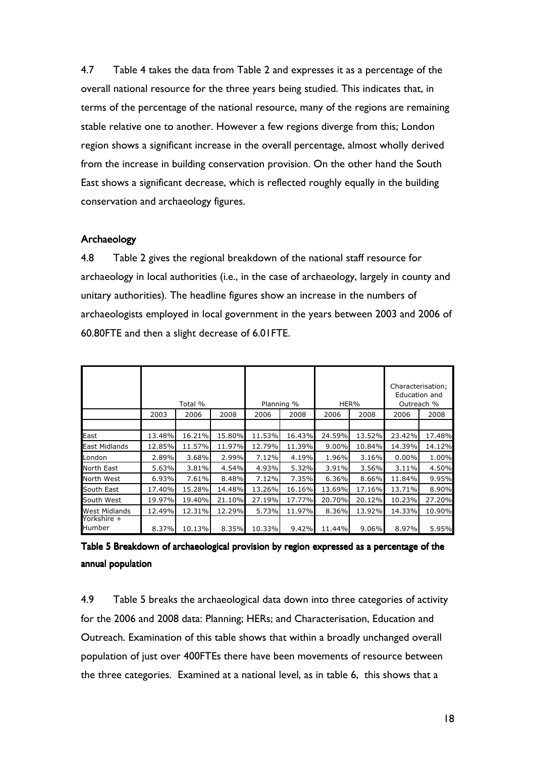4.7 Table 4 takes the data from Table 2 and expresses it as a percentage of the overall national resource for the three years being studied. This indicates that, in terms of the percentage of the national resource, many of the regions are remaining stable relative one to another. However a few regions diverge from this; London region shows a significant increase in the overall percentage, almost wholly derived from the increase in building conservation provision. On the other hand the South East shows a significant decrease, which is reflected roughly equally in the building conservation and archaeology figures.

## Archaeology

4.8 Table 2 gives the regional breakdown of the national staff resource for archaeology in local authorities (i.e., in the case of archaeology, largely in county and unitary authorities). The headline figures show an increase in the numbers of archaeologists employed in local government in the years between 2003 and 2006 of 60.80FTE and then a slight decrease of 6.01FTE.

| | Total % | | | Planning % | | HER% | | Characterisation; Education and Outreach % | |
|---|---|---|---|---|---|---|---|---|---|
| | 2003 | 2006 | 2008 | 2006 | 2008 | 2006 | 2008 | 2006 | 2008 |
| East | 13.48% | 16.21% | 15.80% | 11.53% | 16.43% | 24.59% | 13.52% | 23.42% | 17.48% |
| East Midlands | 12.85% | 11.57% | 11.97% | 12.79% | 11.39% | 9.00% | 10.84% | 14.39% | 14.12% |
| London | 2.89% | 3.68% | 2.99% | 7.12% | 4.19% | 1.96% | 3.16% | 0.00% | 1.00% |
| North East | 5.63% | 3.81% | 4.54% | 4.93% | 5.32% | 3.91% | 3.56% | 3.11% | 4.50% |
| North West | 6.93% | 7.61% | 8.48% | 7.12% | 7.35% | 6.36% | 8.66% | 11.84% | 9.95% |
| South East | 17.40% | 15.28% | 14.48% | 13.26% | 16.16% | 13.69% | 17.16% | 13.71% | 8.90% |
| South West | 19.97% | 19.40% | 21.10% | 27.19% | 17.77% | 20.70% | 20.12% | 10.23% | 27.20% |
| West Midlands | 12.49% | 12.31% | 12.29% | 5.73% | 11.97% | 8.36% | 13.92% | 14.33% | 10.90% |
| Yorkshire + Humber | 8.37% | 10.13% | 8.35% | 10.33% | 9.42% | 11.44% | 9.06% | 8.97% | 5.95% |

**Table 5 Breakdown of archaeological provision by region expressed as a percentage of the annual population**

4.9 Table 5 breaks the archaeological data down into three categories of activity for the 2006 and 2008 data: Planning; HERs; and Characterisation, Education and Outreach. Examination of this table shows that within a broadly unchanged overall population of just over 400FTEs there have been movements of resource between the three categories. Examined at a national level, as in table 6, this shows that a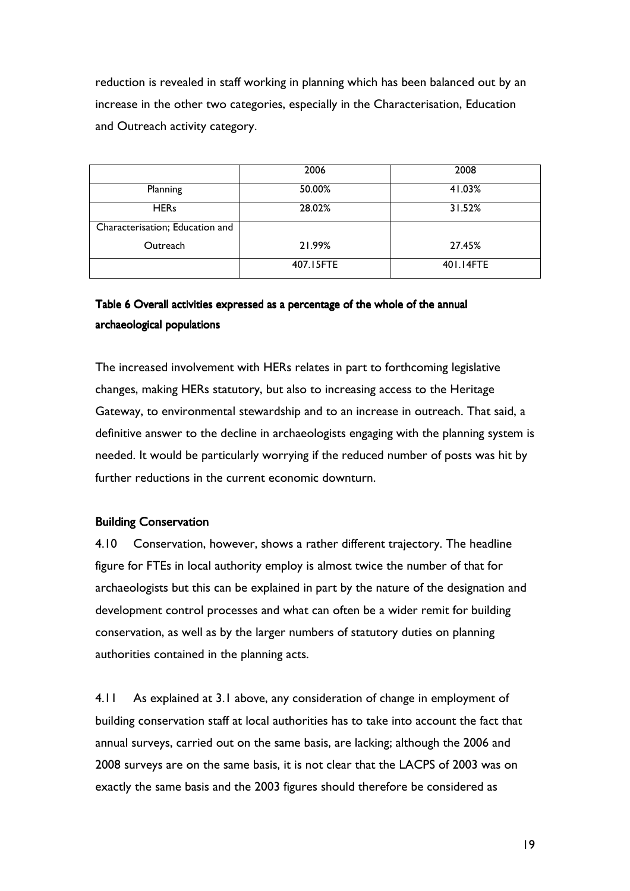reduction is revealed in staff working in planning which has been balanced out by an increase in the other two categories, especially in the Characterisation, Education and Outreach activity category.

| | 2006 | 2008 |
|---|---|---|
| Planning | 50.00% | 41.03% |
| HERs | 28.02% | 31.52% |
| Characterisation; Education and Outreach | 21.99% | 27.45% |
| | 407.15FTE | 401.14FTE |

**Table 6 Overall activities expressed as a percentage of the whole of the annual archaeological populations**

The increased involvement with HERs relates in part to forthcoming legislative changes, making HERs statutory, but also to increasing access to the Heritage Gateway, to environmental stewardship and to an increase in outreach. That said, a definitive answer to the decline in archaeologists engaging with the planning system is needed. It would be particularly worrying if the reduced number of posts was hit by further reductions in the current economic downturn.

**Building Conservation**

4.10 Conservation, however, shows a rather different trajectory. The headline figure for FTEs in local authority employ is almost twice the number of that for archaeologists but this can be explained in part by the nature of the designation and development control processes and what can often be a wider remit for building conservation, as well as by the larger numbers of statutory duties on planning authorities contained in the planning acts.

4.11 As explained at 3.1 above, any consideration of change in employment of building conservation staff at local authorities has to take into account the fact that annual surveys, carried out on the same basis, are lacking; although the 2006 and 2008 surveys are on the same basis, it is not clear that the LACPS of 2003 was on exactly the same basis and the 2003 figures should therefore be considered as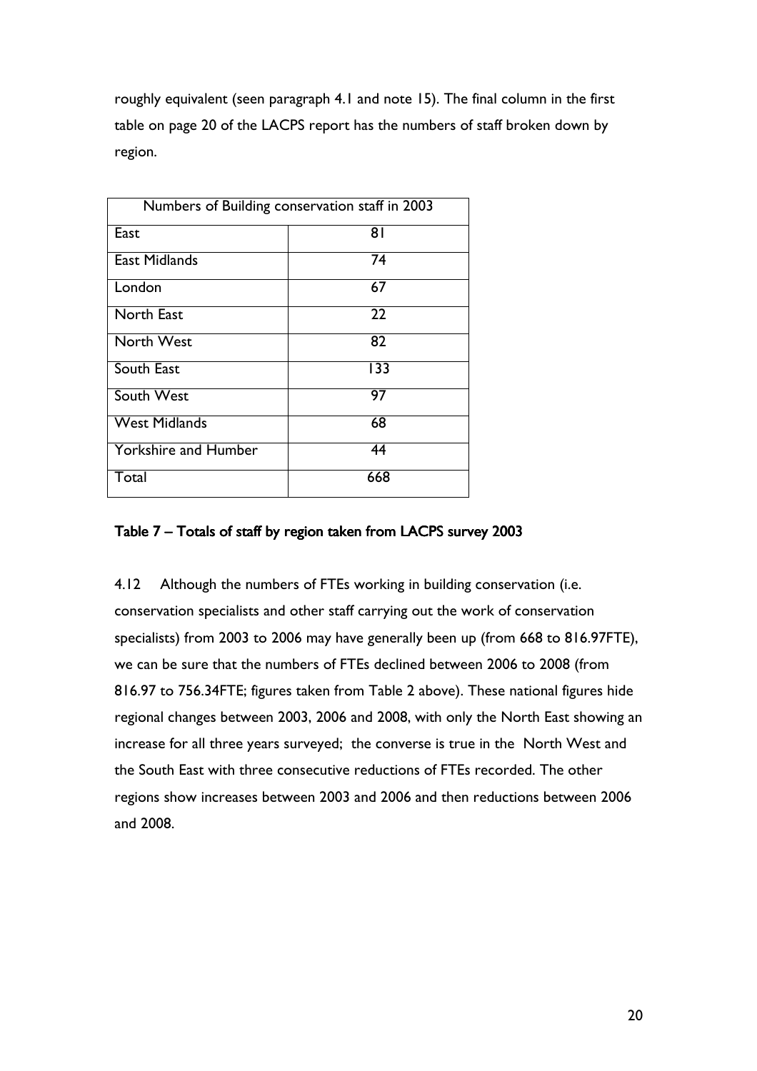roughly equivalent (seen paragraph 4.1 and note 15). The final column in the first table on page 20 of the LACPS report has the numbers of staff broken down by region.

| Numbers of Building conservation staff in 2003 | |
|---|---|
| East | 81 |
| East Midlands | 74 |
| London | 67 |
| North East | 22 |
| North West | 82 |
| South East | 133 |
| South West | 97 |
| West Midlands | 68 |
| Yorkshire and Humber | 44 |
| Total | 668 |

**Table 7 – Totals of staff by region taken from LACPS survey 2003**

4.12 Although the numbers of FTEs working in building conservation (i.e. conservation specialists and other staff carrying out the work of conservation specialists) from 2003 to 2006 may have generally been up (from 668 to 816.97FTE), we can be sure that the numbers of FTEs declined between 2006 to 2008 (from 816.97 to 756.34FTE; figures taken from Table 2 above). These national figures hide regional changes between 2003, 2006 and 2008, with only the North East showing an increase for all three years surveyed; the converse is true in the North West and the South East with three consecutive reductions of FTEs recorded. The other regions show increases between 2003 and 2006 and then reductions between 2006 and 2008.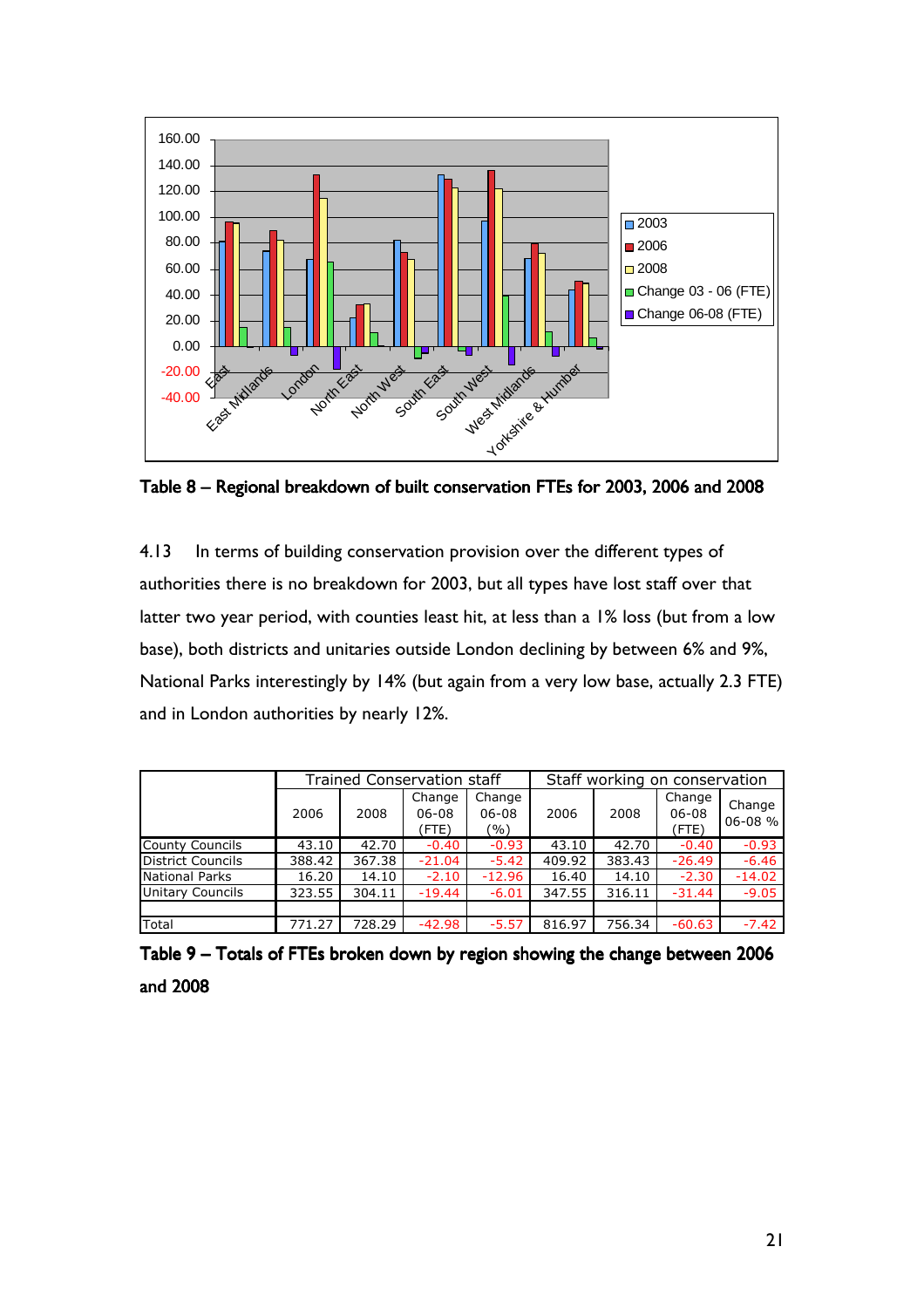Table 8 – Regional breakdown of built conservation FTEs for 2003, 2006 and 2008

4.13 In terms of building conservation provision over the different types of authorities there is no breakdown for 2003, but all types have lost staff over that latter two year period, with counties least hit, at less than a 1% loss (but from a low base), both districts and unitaries outside London declining by between 6% and 9%, National Parks interestingly by 14% (but again from a very low base, actually 2.3 FTE) and in London authorities by nearly 12%.

| | Trained Conservation staff | | | | Staff working on conservation | | | |
|---|---|---|---|---|---|---|---|---|
| | 2006 | 2008 | Change 06-08 (FTE) | Change 06-08 (%) | 2006 | 2008 | Change 06-08 (FTE) | Change 06-08 % |
| County Councils | 43.10 | 42.70 | -0.40 | -0.93 | 43.10 | 42.70 | -0.40 | -0.93 |
| District Councils | 388.42 | 367.38 | -21.04 | -5.42 | 409.92 | 383.43 | -26.49 | -6.46 |
| National Parks | 16.20 | 14.10 | -2.10 | -12.96 | 16.40 | 14.10 | -2.30 | -14.02 |
| Unitary Councils | 323.55 | 304.11 | -19.44 | -6.01 | 347.55 | 316.11 | -31.44 | -9.05 |
| | | | | | | | | |
| Total | 771.27 | 728.29 | -42.98 | -5.57 | 816.97 | 756.34 | -60.63 | -7.42 |

Table 9 – Totals of FTEs broken down by region showing the change between 2006 and 2008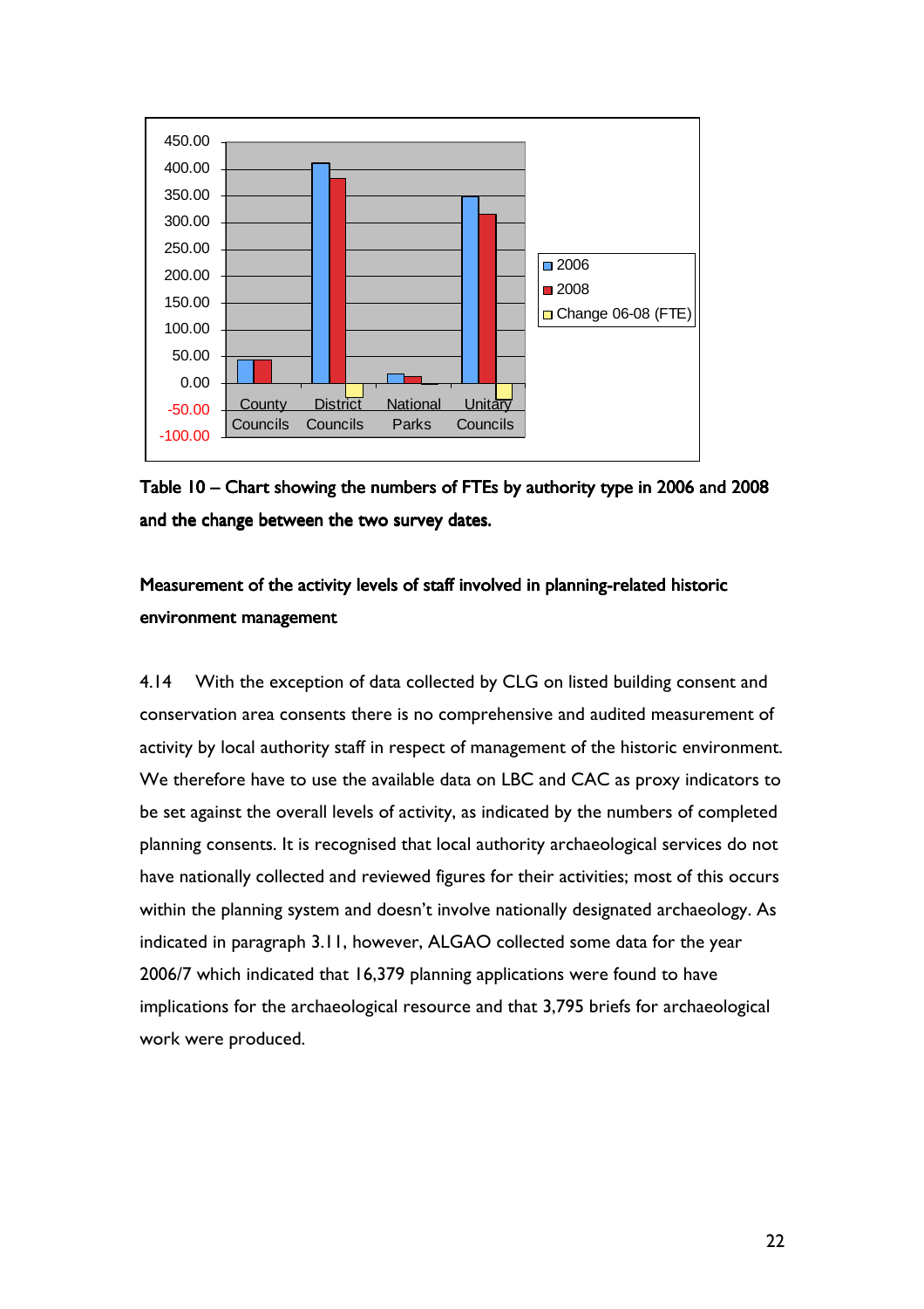Table 10 – Chart showing the numbers of FTEs by authority type in 2006 and 2008 and the change between the two survey dates.

**Measurement of the activity levels of staff involved in planning-related historic environment management**

4.14 With the exception of data collected by CLG on listed building consent and conservation area consents there is no comprehensive and audited measurement of activity by local authority staff in respect of management of the historic environment. We therefore have to use the available data on LBC and CAC as proxy indicators to be set against the overall levels of activity, as indicated by the numbers of completed planning consents. It is recognised that local authority archaeological services do not have nationally collected and reviewed figures for their activities; most of this occurs within the planning system and doesn't involve nationally designated archaeology. As indicated in paragraph 3.11, however, ALGAO collected some data for the year 2006/7 which indicated that 16,379 planning applications were found to have implications for the archaeological resource and that 3,795 briefs for archaeological work were produced.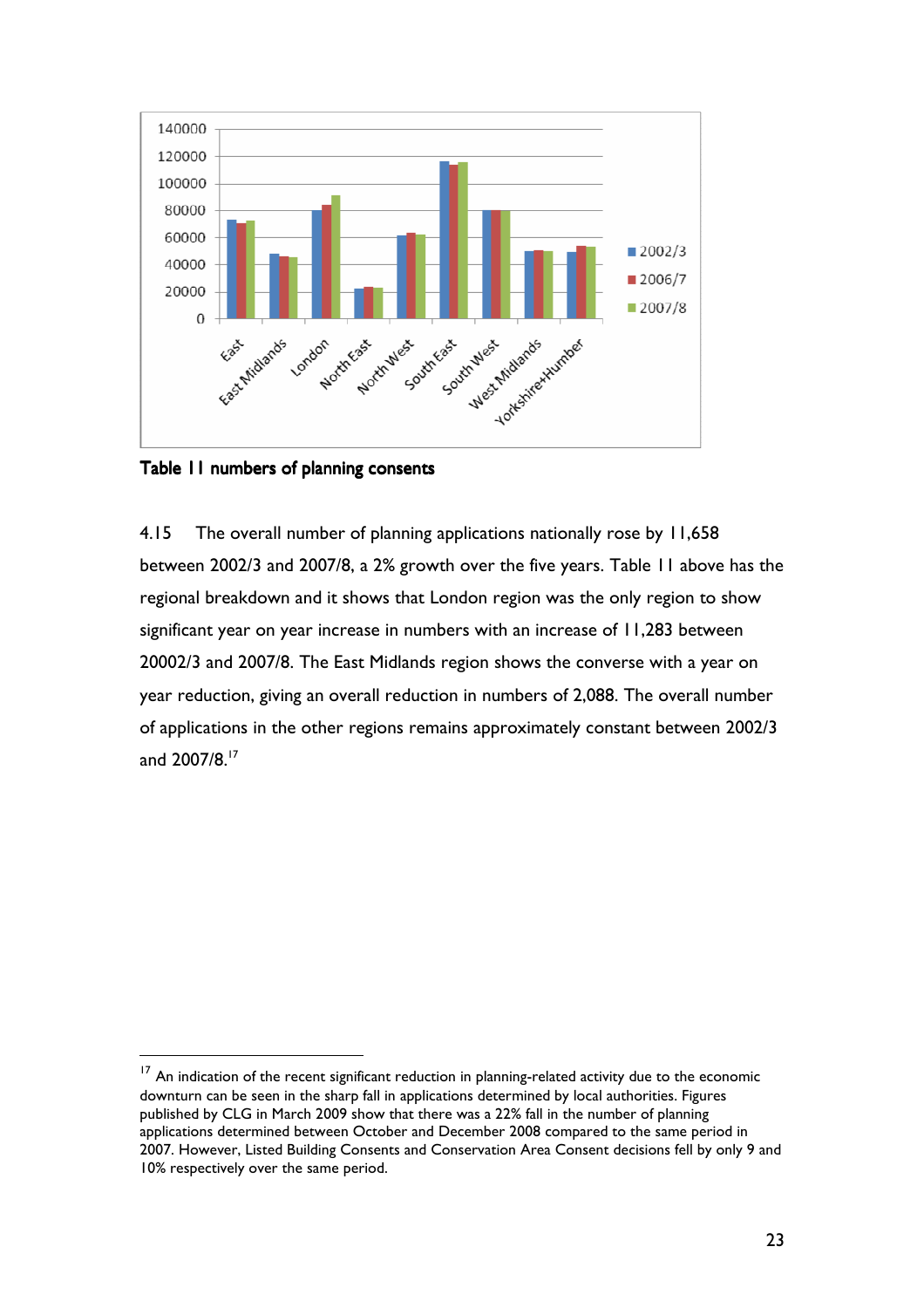Table 11 numbers of planning consents

4.15 The overall number of planning applications nationally rose by 11,658 between 2002/3 and 2007/8, a 2% growth over the five years. Table 11 above has the regional breakdown and it shows that London region was the only region to show significant year on year increase in numbers with an increase of 11,283 between 20002/3 and 2007/8. The East Midlands region shows the converse with a year on year reduction, giving an overall reduction in numbers of 2,088. The overall number of applications in the other regions remains approximately constant between 2002/3 and 2007/8.[17]

[17] An indication of the recent significant reduction in planning-related activity due to the economic downturn can be seen in the sharp fall in applications determined by local authorities. Figures published by CLG in March 2009 show that there was a 22% fall in the number of planning applications determined between October and December 2008 compared to the same period in 2007. However, Listed Building Consents and Conservation Area Consent decisions fell by only 9 and 10% respectively over the same period.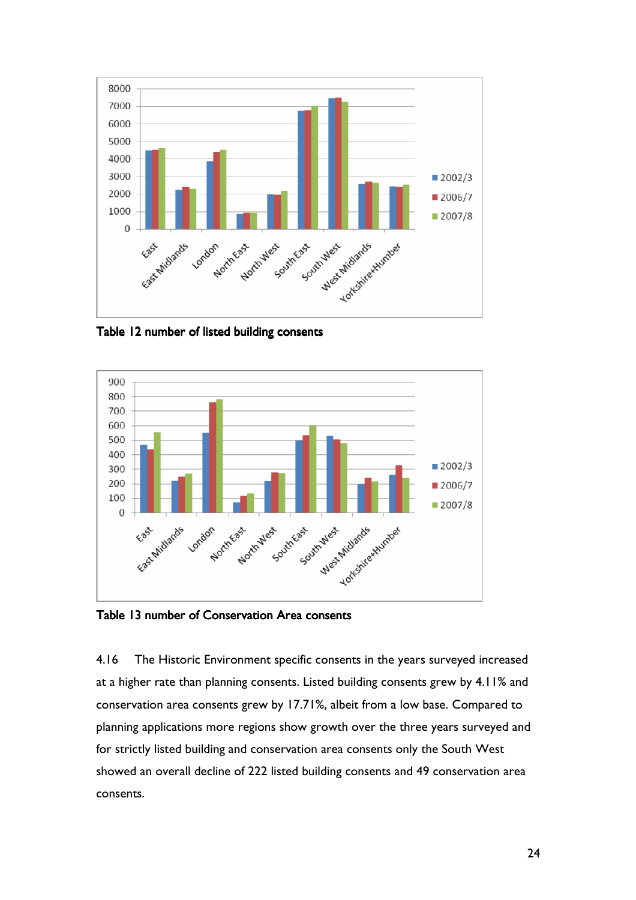Table 12 number of listed building consents

Table 13 number of Conservation Area consents

4.16 The Historic Environment specific consents in the years surveyed increased at a higher rate than planning consents. Listed building consents grew by 4.11% and conservation area consents grew by 17.71%, albeit from a low base. Compared to planning applications more regions show growth over the three years surveyed and for strictly listed building and conservation area consents only the South West showed an overall decline of 222 listed building consents and 49 conservation area consents.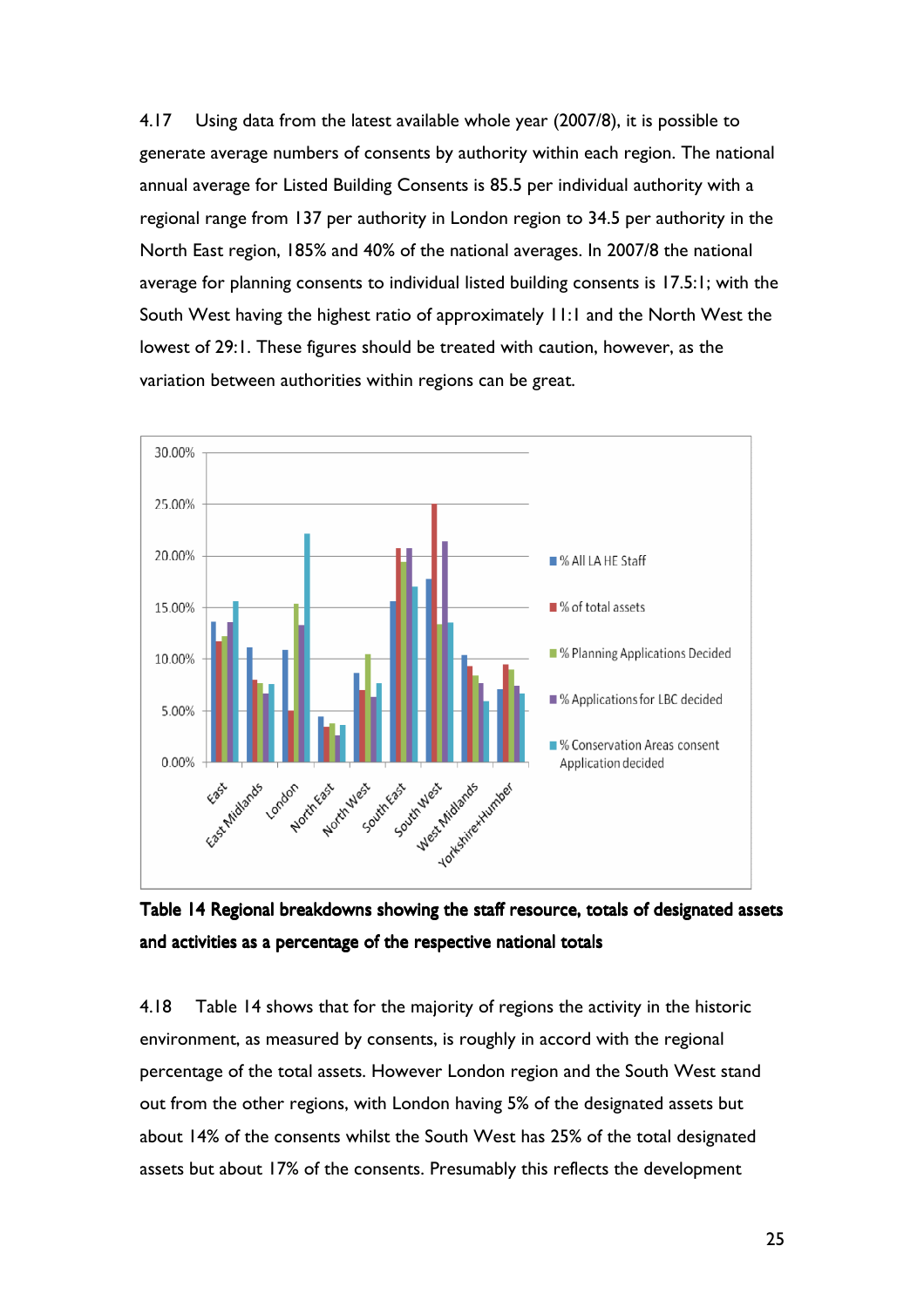4.17 Using data from the latest available whole year (2007/8), it is possible to generate average numbers of consents by authority within each region. The national annual average for Listed Building Consents is 85.5 per individual authority with a regional range from 137 per authority in London region to 34.5 per authority in the North East region, 185% and 40% of the national averages. In 2007/8 the national average for planning consents to individual listed building consents is 17.5:1; with the South West having the highest ratio of approximately 11:1 and the North West the lowest of 29:1. These figures should be treated with caution, however, as the variation between authorities within regions can be great.

**Table 14 Regional breakdowns showing the staff resource, totals of designated assets and activities as a percentage of the respective national totals**

4.18 Table 14 shows that for the majority of regions the activity in the historic environment, as measured by consents, is roughly in accord with the regional percentage of the total assets. However London region and the South West stand out from the other regions, with London having 5% of the designated assets but about 14% of the consents whilst the South West has 25% of the total designated assets but about 17% of the consents. Presumably this reflects the development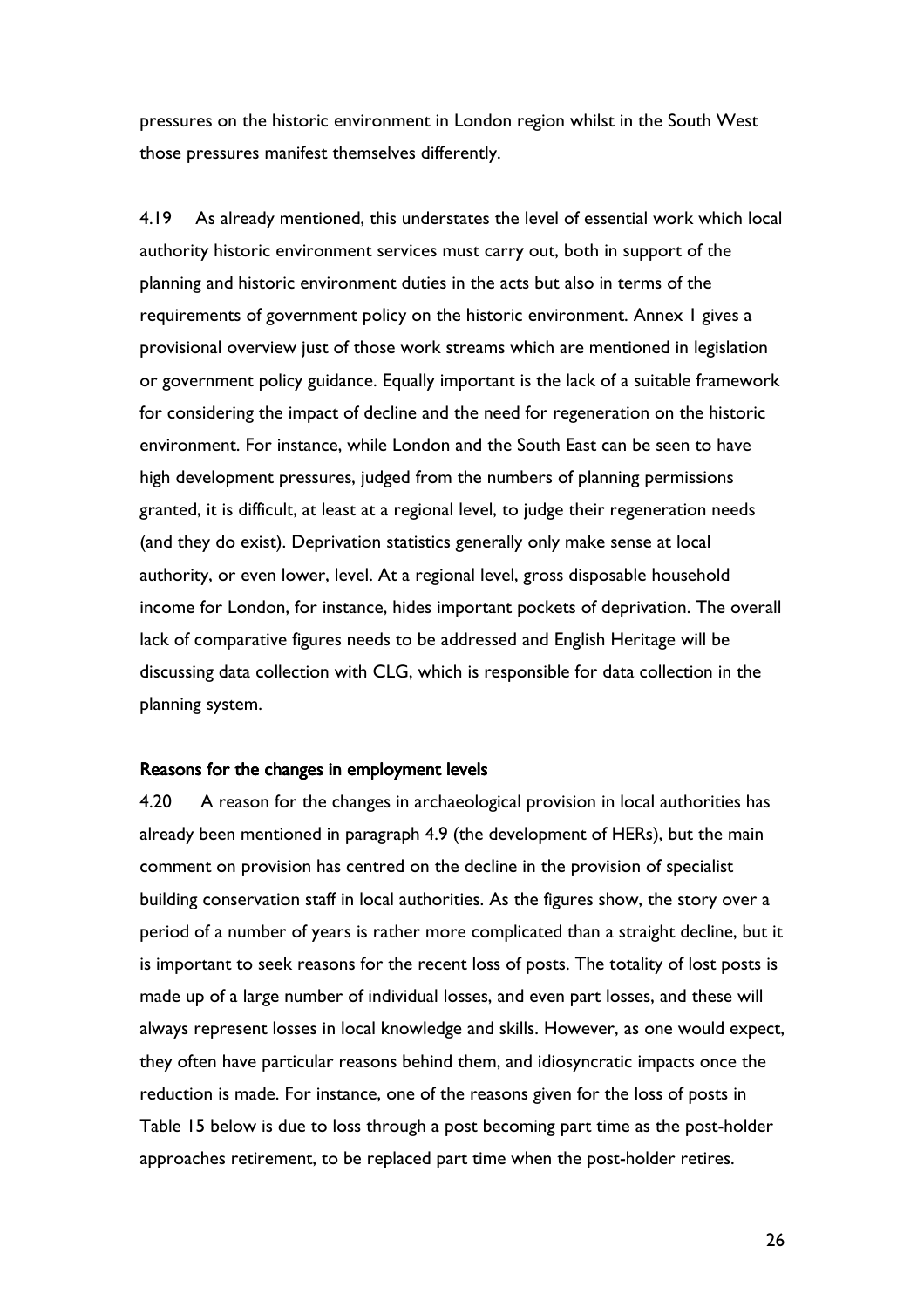pressures on the historic environment in London region whilst in the South West those pressures manifest themselves differently.

4.19 As already mentioned, this understates the level of essential work which local authority historic environment services must carry out, both in support of the planning and historic environment duties in the acts but also in terms of the requirements of government policy on the historic environment. Annex 1 gives a provisional overview just of those work streams which are mentioned in legislation or government policy guidance. Equally important is the lack of a suitable framework for considering the impact of decline and the need for regeneration on the historic environment. For instance, while London and the South East can be seen to have high development pressures, judged from the numbers of planning permissions granted, it is difficult, at least at a regional level, to judge their regeneration needs (and they do exist). Deprivation statistics generally only make sense at local authority, or even lower, level. At a regional level, gross disposable household income for London, for instance, hides important pockets of deprivation. The overall lack of comparative figures needs to be addressed and English Heritage will be discussing data collection with CLG, which is responsible for data collection in the planning system.

**Reasons for the changes in employment levels**

4.20 A reason for the changes in archaeological provision in local authorities has already been mentioned in paragraph 4.9 (the development of HERs), but the main comment on provision has centred on the decline in the provision of specialist building conservation staff in local authorities. As the figures show, the story over a period of a number of years is rather more complicated than a straight decline, but it is important to seek reasons for the recent loss of posts. The totality of lost posts is made up of a large number of individual losses, and even part losses, and these will always represent losses in local knowledge and skills. However, as one would expect, they often have particular reasons behind them, and idiosyncratic impacts once the reduction is made. For instance, one of the reasons given for the loss of posts in Table 15 below is due to loss through a post becoming part time as the post-holder approaches retirement, to be replaced part time when the post-holder retires.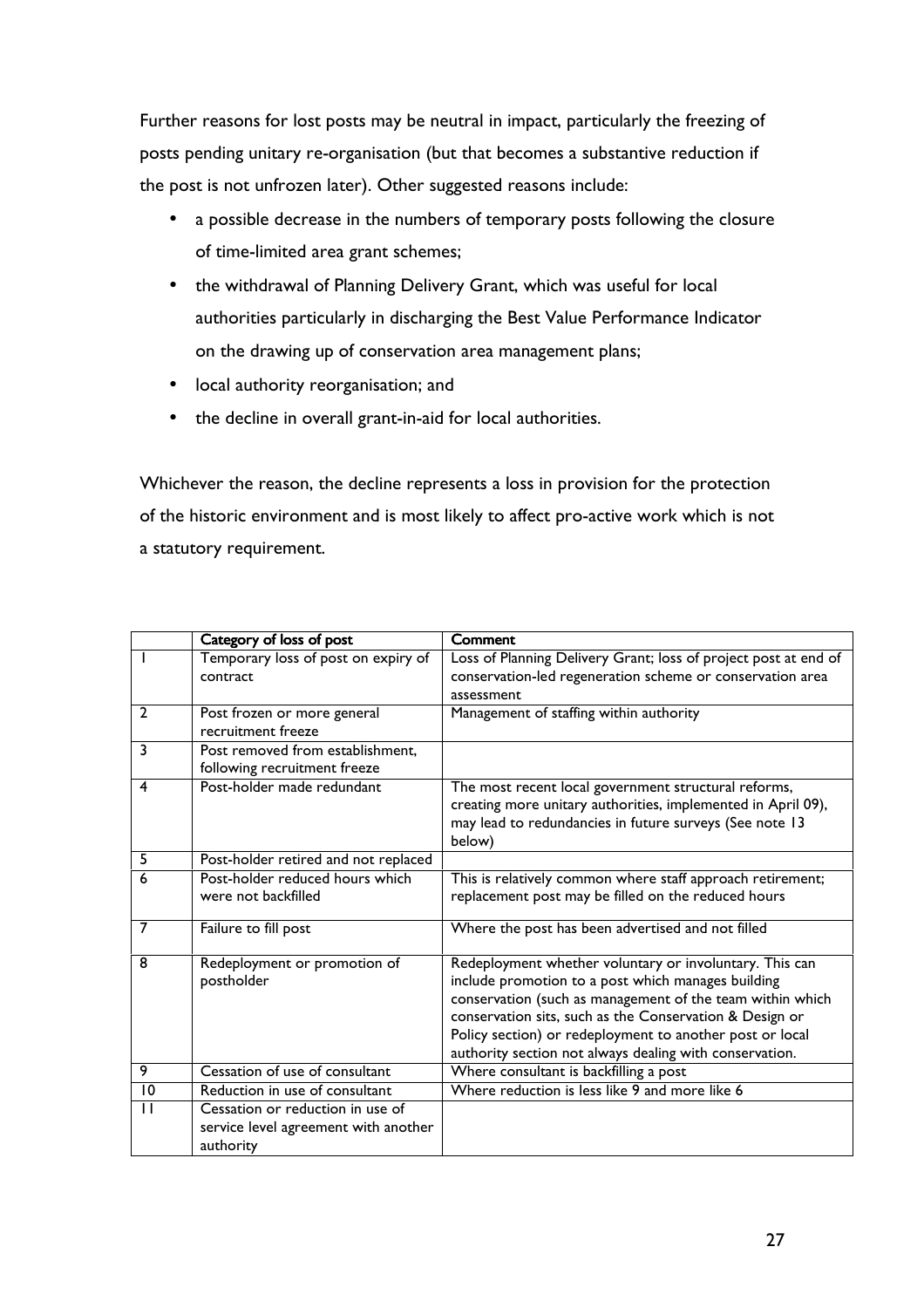Further reasons for lost posts may be neutral in impact, particularly the freezing of posts pending unitary re-organisation (but that becomes a substantive reduction if the post is not unfrozen later). Other suggested reasons include:

- a possible decrease in the numbers of temporary posts following the closure of time-limited area grant schemes;
- the withdrawal of Planning Delivery Grant, which was useful for local authorities particularly in discharging the Best Value Performance Indicator on the drawing up of conservation area management plans;
- local authority reorganisation; and
- the decline in overall grant-in-aid for local authorities.

Whichever the reason, the decline represents a loss in provision for the protection of the historic environment and is most likely to affect pro-active work which is not a statutory requirement.

| | Category of loss of post | Comment |
|---|---|---|
| 1 | Temporary loss of post on expiry of contract | Loss of Planning Delivery Grant; loss of project post at end of conservation-led regeneration scheme or conservation area assessment |
| 2 | Post frozen or more general recruitment freeze | Management of staffing within authority |
| 3 | Post removed from establishment, following recruitment freeze | |
| 4 | Post-holder made redundant | The most recent local government structural reforms, creating more unitary authorities, implemented in April 09), may lead to redundancies in future surveys (See note 13 below) |
| 5 | Post-holder retired and not replaced | |
| 6 | Post-holder reduced hours which were not backfilled | This is relatively common where staff approach retirement; replacement post may be filled on the reduced hours |
| 7 | Failure to fill post | Where the post has been advertised and not filled |
| 8 | Redeployment or promotion of postholder | Redeployment whether voluntary or involuntary. This can include promotion to a post which manages building conservation (such as management of the team within which conservation sits, such as the Conservation & Design or Policy section) or redeployment to another post or local authority section not always dealing with conservation. |
| 9 | Cessation of use of consultant | Where consultant is backfilling a post |
| 10 | Reduction in use of consultant | Where reduction is less like 9 and more like 6 |
| 11 | Cessation or reduction in use of service level agreement with another authority | |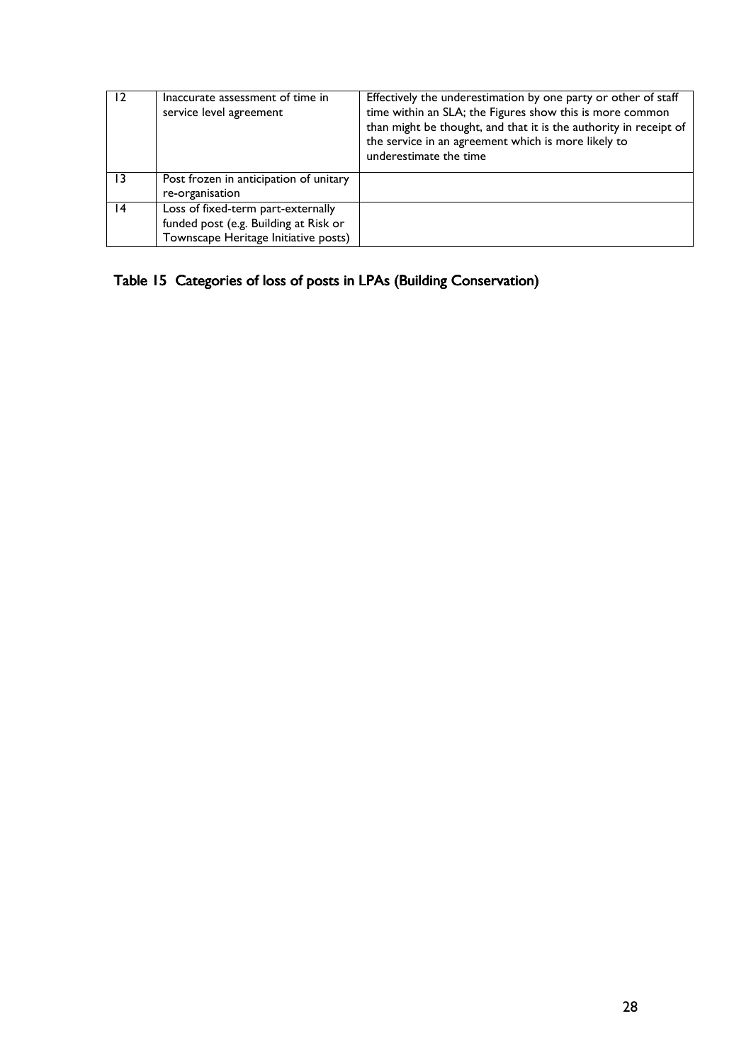| 12 | Inaccurate assessment of time in service level agreement | Effectively the underestimation by one party or other of staff time within an SLA; the Figures show this is more common than might be thought, and that it is the authority in receipt of the service in an agreement which is more likely to underestimate the time |
|---|---|---|
| 13 | Post frozen in anticipation of unitary re-organisation | |
| 14 | Loss of fixed-term part-externally funded post (e.g. Building at Risk or Townscape Heritage Initiative posts) | |

**Table 15 Categories of loss of posts in LPAs (Building Conservation)**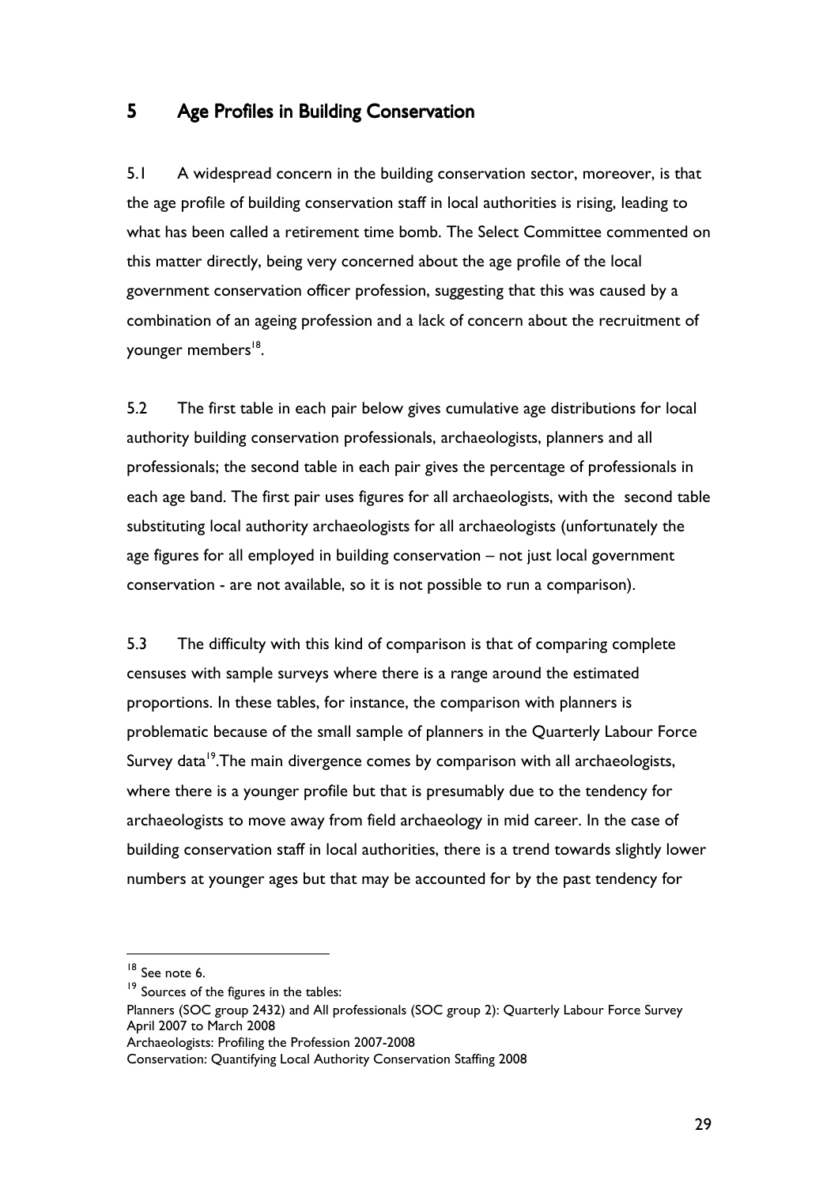## 5 Age Profiles in Building Conservation

5.1 A widespread concern in the building conservation sector, moreover, is that the age profile of building conservation staff in local authorities is rising, leading to what has been called a retirement time bomb. The Select Committee commented on this matter directly, being very concerned about the age profile of the local government conservation officer profession, suggesting that this was caused by a combination of an ageing profession and a lack of concern about the recruitment of younger members[18].

5.2 The first table in each pair below gives cumulative age distributions for local authority building conservation professionals, archaeologists, planners and all professionals; the second table in each pair gives the percentage of professionals in each age band. The first pair uses figures for all archaeologists, with the second table substituting local authority archaeologists for all archaeologists (unfortunately the age figures for all employed in building conservation – not just local government conservation - are not available, so it is not possible to run a comparison).

5.3 The difficulty with this kind of comparison is that of comparing complete censuses with sample surveys where there is a range around the estimated proportions. In these tables, for instance, the comparison with planners is problematic because of the small sample of planners in the Quarterly Labour Force Survey data[19].The main divergence comes by comparison with all archaeologists, where there is a younger profile but that is presumably due to the tendency for archaeologists to move away from field archaeology in mid career. In the case of building conservation staff in local authorities, there is a trend towards slightly lower numbers at younger ages but that may be accounted for by the past tendency for

---

[18] See note 6.

[19] Sources of the figures in the tables:
Planners (SOC group 2432) and All professionals (SOC group 2): Quarterly Labour Force Survey April 2007 to March 2008
Archaeologists: Profiling the Profession 2007-2008
Conservation: Quantifying Local Authority Conservation Staffing 2008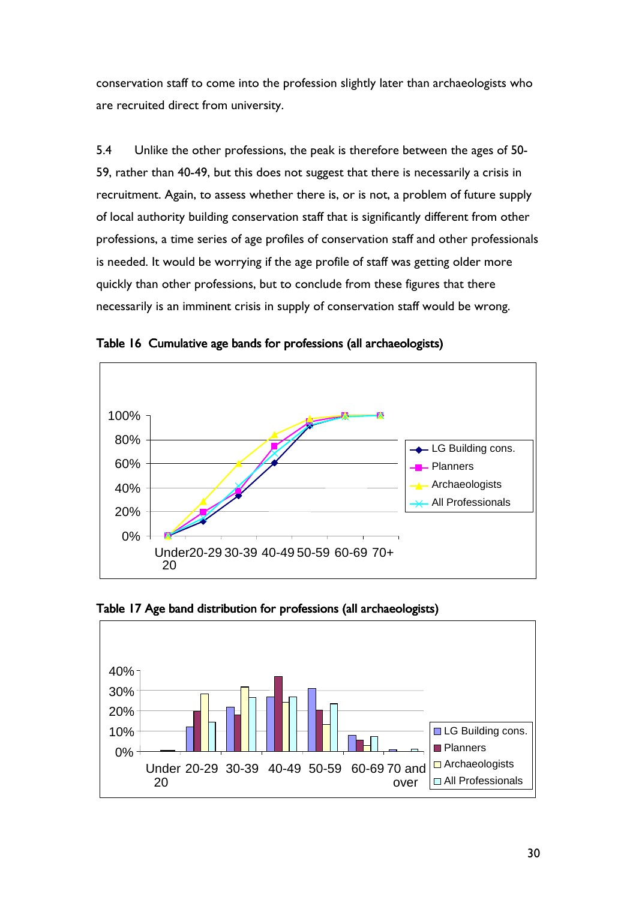conservation staff to come into the profession slightly later than archaeologists who are recruited direct from university.

5.4 Unlike the other professions, the peak is therefore between the ages of 50-59, rather than 40-49, but this does not suggest that there is necessarily a crisis in recruitment. Again, to assess whether there is, or is not, a problem of future supply of local authority building conservation staff that is significantly different from other professions, a time series of age profiles of conservation staff and other professionals is needed. It would be worrying if the age profile of staff was getting older more quickly than other professions, but to conclude from these figures that there necessarily is an imminent crisis in supply of conservation staff would be wrong.

**Table 16 Cumulative age bands for professions (all archaeologists)**

**Table 17 Age band distribution for professions (all archaeologists)**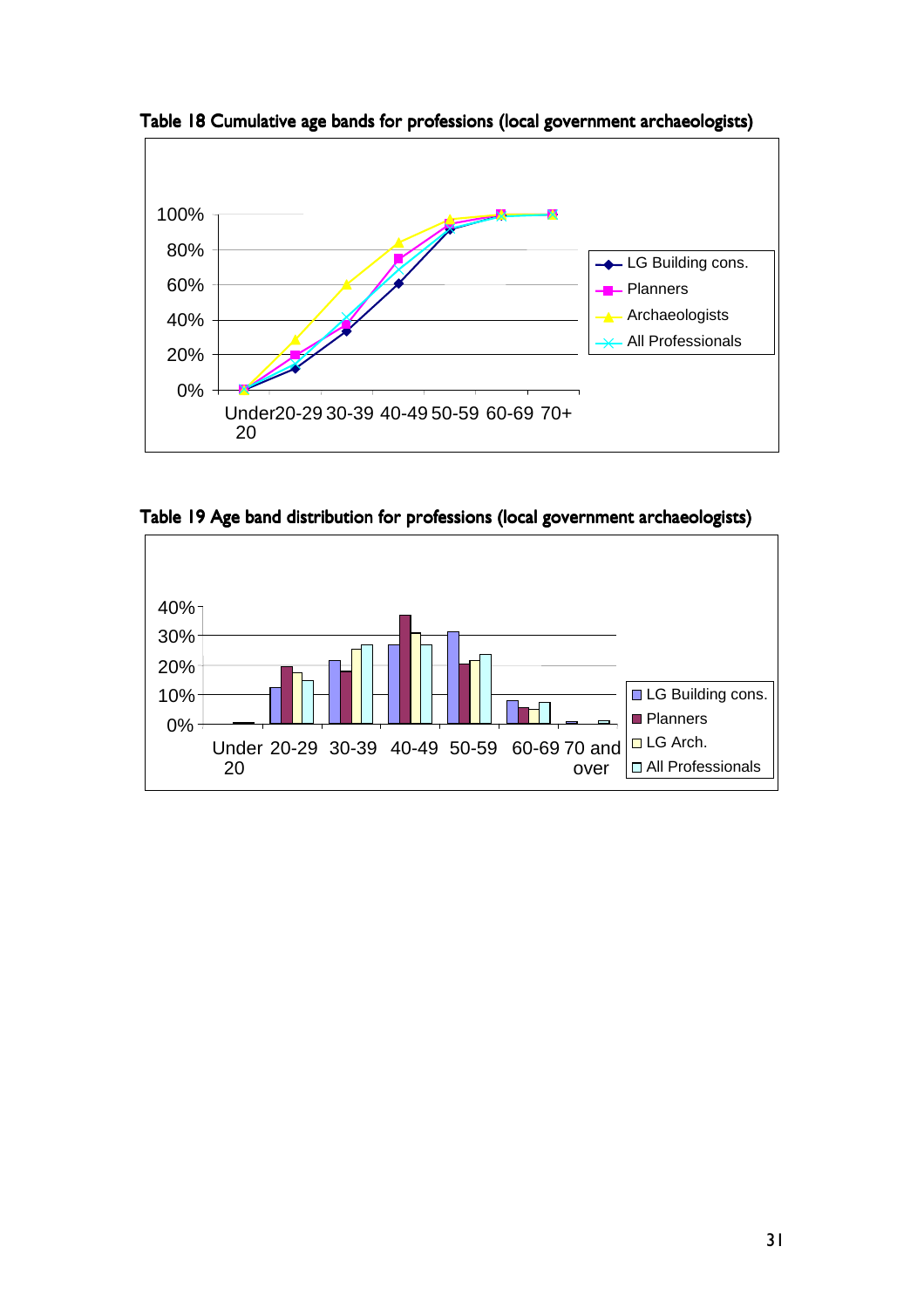**Table 18 Cumulative age bands for professions (local government archaeologists)**

**Table 19 Age band distribution for professions (local government archaeologists)**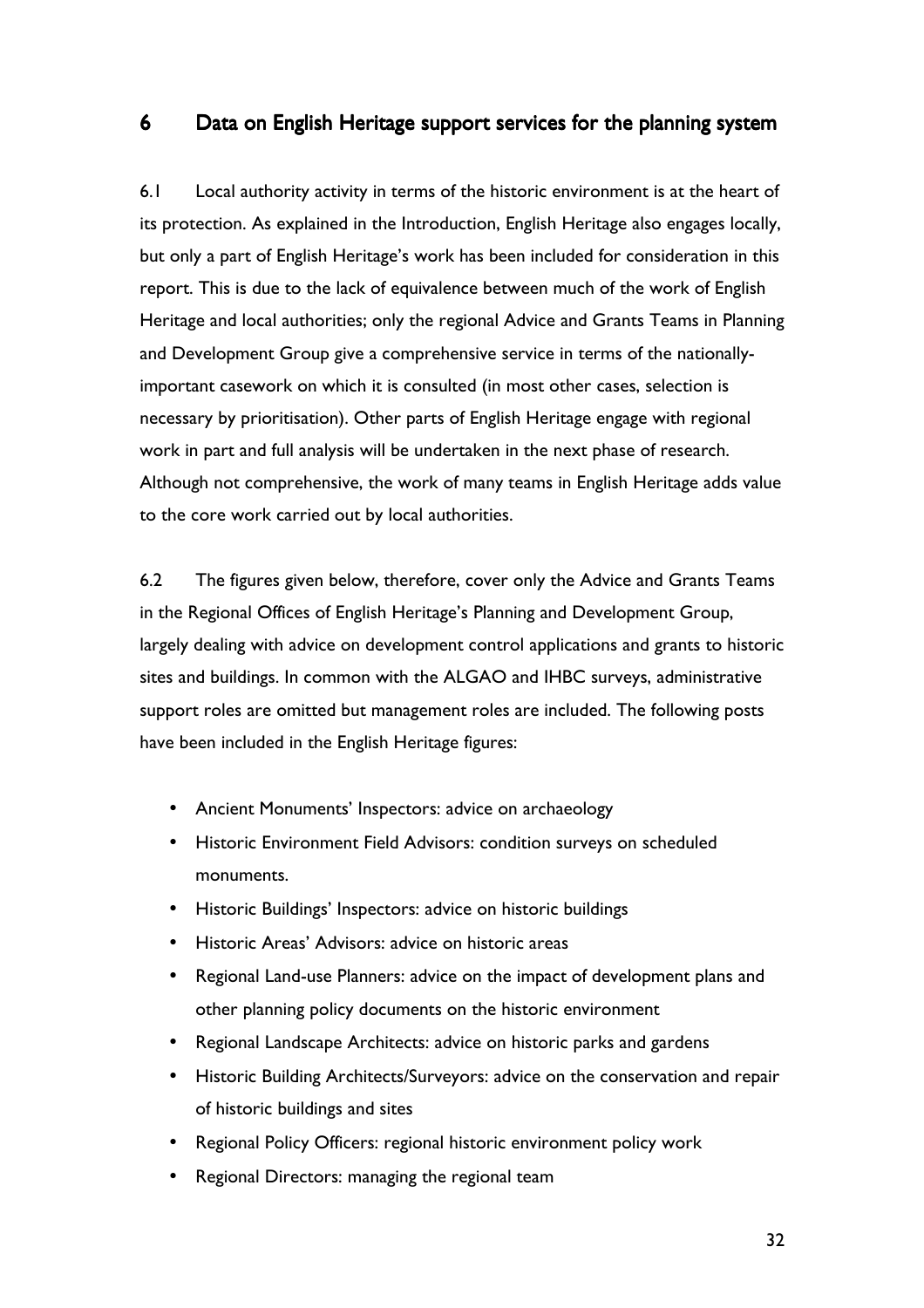## 6 Data on English Heritage support services for the planning system

6.1 Local authority activity in terms of the historic environment is at the heart of its protection. As explained in the Introduction, English Heritage also engages locally, but only a part of English Heritage's work has been included for consideration in this report. This is due to the lack of equivalence between much of the work of English Heritage and local authorities; only the regional Advice and Grants Teams in Planning and Development Group give a comprehensive service in terms of the nationally-important casework on which it is consulted (in most other cases, selection is necessary by prioritisation). Other parts of English Heritage engage with regional work in part and full analysis will be undertaken in the next phase of research. Although not comprehensive, the work of many teams in English Heritage adds value to the core work carried out by local authorities.

6.2 The figures given below, therefore, cover only the Advice and Grants Teams in the Regional Offices of English Heritage's Planning and Development Group, largely dealing with advice on development control applications and grants to historic sites and buildings. In common with the ALGAO and IHBC surveys, administrative support roles are omitted but management roles are included. The following posts have been included in the English Heritage figures:

- Ancient Monuments' Inspectors: advice on archaeology
- Historic Environment Field Advisors: condition surveys on scheduled monuments.
- Historic Buildings' Inspectors: advice on historic buildings
- Historic Areas' Advisors: advice on historic areas
- Regional Land-use Planners: advice on the impact of development plans and other planning policy documents on the historic environment
- Regional Landscape Architects: advice on historic parks and gardens
- Historic Building Architects/Surveyors: advice on the conservation and repair of historic buildings and sites
- Regional Policy Officers: regional historic environment policy work
- Regional Directors: managing the regional team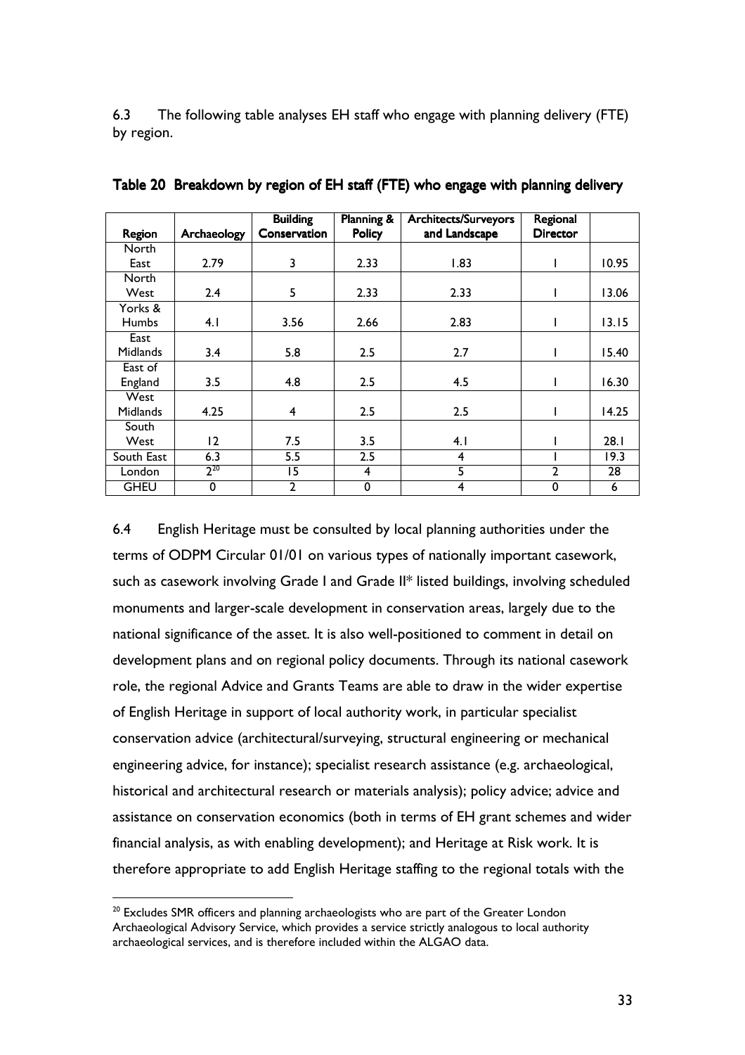6.3 The following table analyses EH staff who engage with planning delivery (FTE) by region.

**Table 20 Breakdown by region of EH staff (FTE) who engage with planning delivery**

| Region | Archaeology | Building Conservation | Planning & Policy | Architects/Surveyors and Landscape | Regional Director | |
|---|---|---|---|---|---|---|
| North East | 2.79 | 3 | 2.33 | 1.83 | 1 | 10.95 |
| North West | 2.4 | 5 | 2.33 | 2.33 | 1 | 13.06 |
| Yorks & Humbs | 4.1 | 3.56 | 2.66 | 2.83 | 1 | 13.15 |
| East Midlands | 3.4 | 5.8 | 2.5 | 2.7 | 1 | 15.40 |
| East of England | 3.5 | 4.8 | 2.5 | 4.5 | 1 | 16.30 |
| West Midlands | 4.25 | 4 | 2.5 | 2.5 | 1 | 14.25 |
| South West | 12 | 7.5 | 3.5 | 4.1 | 1 | 28.1 |
| South East | 6.3 | 5.5 | 2.5 | 4 | 1 | 19.3 |
| London | 2[20] | 15 | 4 | 5 | 2 | 28 |
| GHEU | 0 | 2 | 0 | 4 | 0 | 6 |

6.4 English Heritage must be consulted by local planning authorities under the terms of ODPM Circular 01/01 on various types of nationally important casework, such as casework involving Grade I and Grade II* listed buildings, involving scheduled monuments and larger-scale development in conservation areas, largely due to the national significance of the asset. It is also well-positioned to comment in detail on development plans and on regional policy documents. Through its national casework role, the regional Advice and Grants Teams are able to draw in the wider expertise of English Heritage in support of local authority work, in particular specialist conservation advice (architectural/surveying, structural engineering or mechanical engineering advice, for instance); specialist research assistance (e.g. archaeological, historical and architectural research or materials analysis); policy advice; advice and assistance on conservation economics (both in terms of EH grant schemes and wider financial analysis, as with enabling development); and Heritage at Risk work. It is therefore appropriate to add English Heritage staffing to the regional totals with the

[20] Excludes SMR officers and planning archaeologists who are part of the Greater London Archaeological Advisory Service, which provides a service strictly analogous to local authority archaeological services, and is therefore included within the ALGAO data.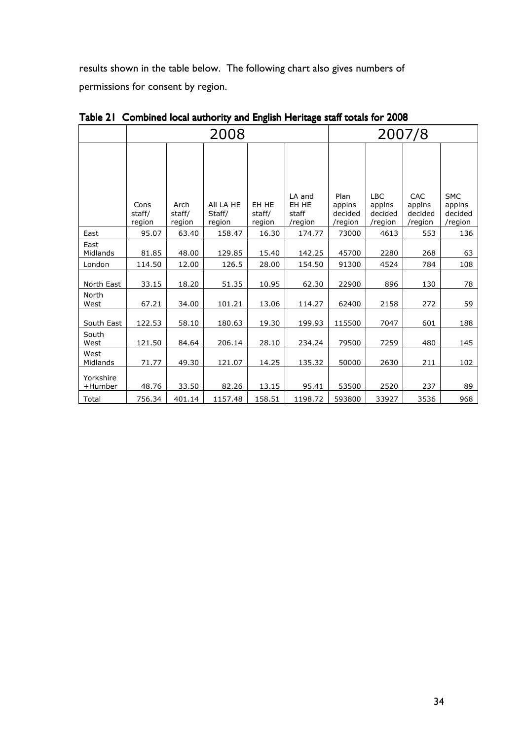results shown in the table below. The following chart also gives numbers of permissions for consent by region.

**Table 21 Combined local authority and English Heritage staff totals for 2008**

| | 2008 | | | | | 2007/8 | | | |
|---|---|---|---|---|---|---|---|---|---|
| | Cons staff/ region | Arch staff/ region | All LA HE Staff/ region | EH HE staff/ region | LA and EH HE staff /region | Plan applns decided /region | LBC applns decided /region | CAC applns decided /region | SMC applns decided /region |
| East | 95.07 | 63.40 | 158.47 | 16.30 | 174.77 | 73000 | 4613 | 553 | 136 |
| East Midlands | 81.85 | 48.00 | 129.85 | 15.40 | 142.25 | 45700 | 2280 | 268 | 63 |
| London | 114.50 | 12.00 | 126.5 | 28.00 | 154.50 | 91300 | 4524 | 784 | 108 |
| North East | 33.15 | 18.20 | 51.35 | 10.95 | 62.30 | 22900 | 896 | 130 | 78 |
| North West | 67.21 | 34.00 | 101.21 | 13.06 | 114.27 | 62400 | 2158 | 272 | 59 |
| South East | 122.53 | 58.10 | 180.63 | 19.30 | 199.93 | 115500 | 7047 | 601 | 188 |
| South West | 121.50 | 84.64 | 206.14 | 28.10 | 234.24 | 79500 | 7259 | 480 | 145 |
| West Midlands | 71.77 | 49.30 | 121.07 | 14.25 | 135.32 | 50000 | 2630 | 211 | 102 |
| Yorkshire +Humber | 48.76 | 33.50 | 82.26 | 13.15 | 95.41 | 53500 | 2520 | 237 | 89 |
| Total | 756.34 | 401.14 | 1157.48 | 158.51 | 1198.72 | 593800 | 33927 | 3536 | 968 |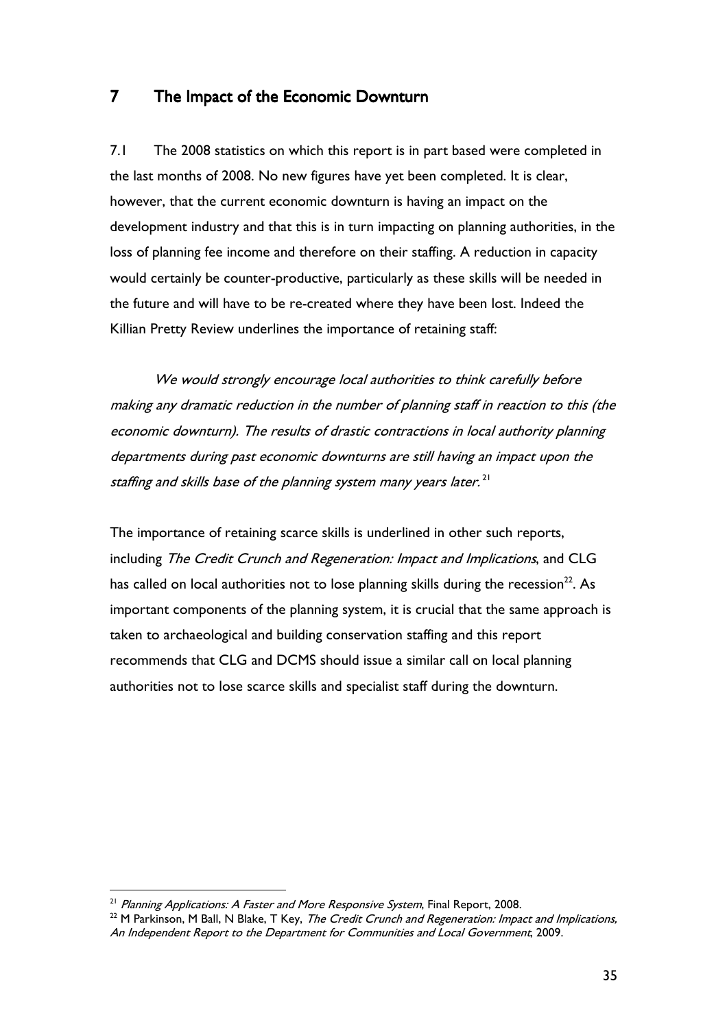## 7 The Impact of the Economic Downturn

7.1 The 2008 statistics on which this report is in part based were completed in the last months of 2008. No new figures have yet been completed. It is clear, however, that the current economic downturn is having an impact on the development industry and that this is in turn impacting on planning authorities, in the loss of planning fee income and therefore on their staffing. A reduction in capacity would certainly be counter-productive, particularly as these skills will be needed in the future and will have to be re-created where they have been lost. Indeed the Killian Pretty Review underlines the importance of retaining staff:

> *We would strongly encourage local authorities to think carefully before making any dramatic reduction in the number of planning staff in reaction to this (the economic downturn). The results of drastic contractions in local authority planning departments during past economic downturns are still having an impact upon the staffing and skills base of the planning system many years later.*[21]

The importance of retaining scarce skills is underlined in other such reports, including *The Credit Crunch and Regeneration: Impact and Implications*, and CLG has called on local authorities not to lose planning skills during the recession[22]. As important components of the planning system, it is crucial that the same approach is taken to archaeological and building conservation staffing and this report recommends that CLG and DCMS should issue a similar call on local planning authorities not to lose scarce skills and specialist staff during the downturn.

---

[21] *Planning Applications: A Faster and More Responsive System*, Final Report, 2008.

[22] M Parkinson, M Ball, N Blake, T Key, *The Credit Crunch and Regeneration: Impact and Implications, An Independent Report to the Department for Communities and Local Government*, 2009.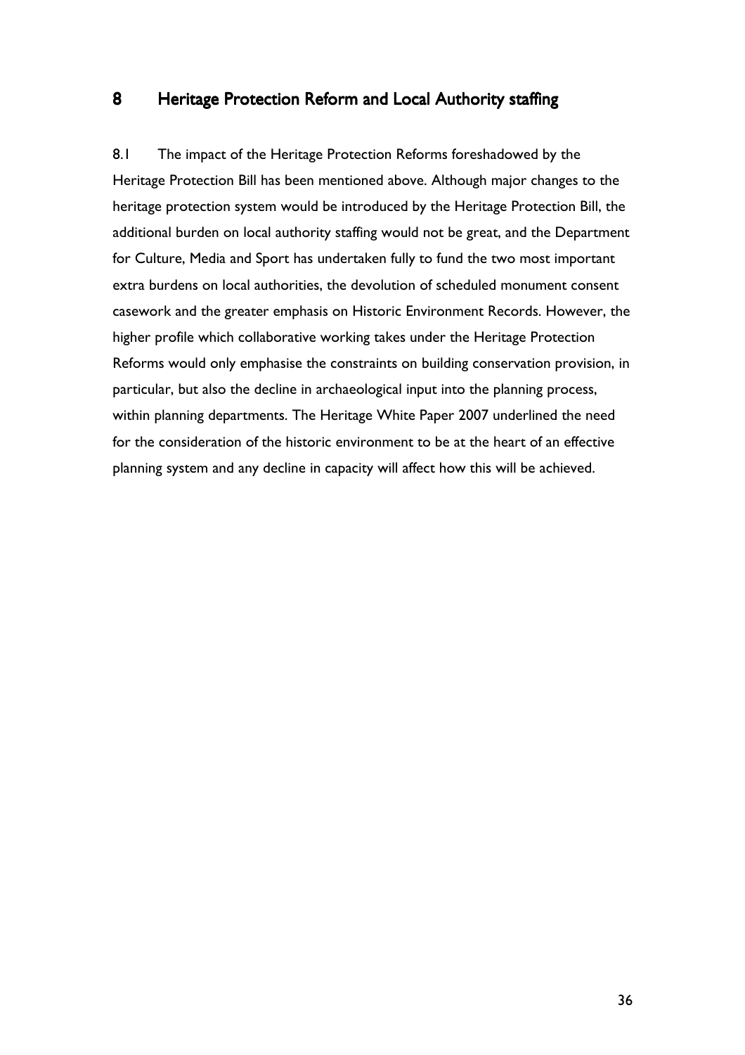## 8 Heritage Protection Reform and Local Authority staffing

8.1 The impact of the Heritage Protection Reforms foreshadowed by the Heritage Protection Bill has been mentioned above. Although major changes to the heritage protection system would be introduced by the Heritage Protection Bill, the additional burden on local authority staffing would not be great, and the Department for Culture, Media and Sport has undertaken fully to fund the two most important extra burdens on local authorities, the devolution of scheduled monument consent casework and the greater emphasis on Historic Environment Records. However, the higher profile which collaborative working takes under the Heritage Protection Reforms would only emphasise the constraints on building conservation provision, in particular, but also the decline in archaeological input into the planning process, within planning departments. The Heritage White Paper 2007 underlined the need for the consideration of the historic environment to be at the heart of an effective planning system and any decline in capacity will affect how this will be achieved.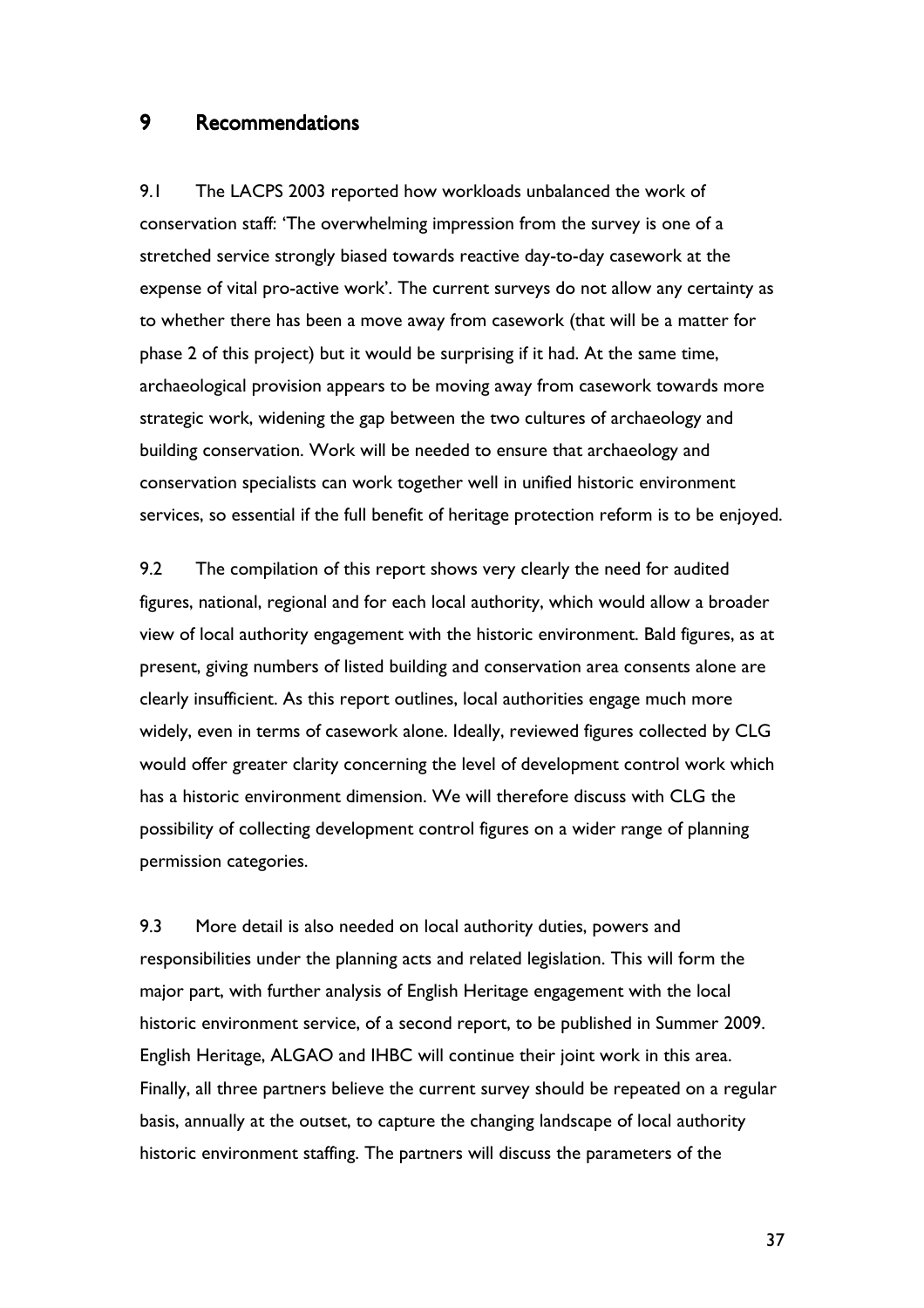## 9 Recommendations

9.1 The LACPS 2003 reported how workloads unbalanced the work of conservation staff: 'The overwhelming impression from the survey is one of a stretched service strongly biased towards reactive day-to-day casework at the expense of vital pro-active work'. The current surveys do not allow any certainty as to whether there has been a move away from casework (that will be a matter for phase 2 of this project) but it would be surprising if it had. At the same time, archaeological provision appears to be moving away from casework towards more strategic work, widening the gap between the two cultures of archaeology and building conservation. Work will be needed to ensure that archaeology and conservation specialists can work together well in unified historic environment services, so essential if the full benefit of heritage protection reform is to be enjoyed.

9.2 The compilation of this report shows very clearly the need for audited figures, national, regional and for each local authority, which would allow a broader view of local authority engagement with the historic environment. Bald figures, as at present, giving numbers of listed building and conservation area consents alone are clearly insufficient. As this report outlines, local authorities engage much more widely, even in terms of casework alone. Ideally, reviewed figures collected by CLG would offer greater clarity concerning the level of development control work which has a historic environment dimension. We will therefore discuss with CLG the possibility of collecting development control figures on a wider range of planning permission categories.

9.3 More detail is also needed on local authority duties, powers and responsibilities under the planning acts and related legislation. This will form the major part, with further analysis of English Heritage engagement with the local historic environment service, of a second report, to be published in Summer 2009. English Heritage, ALGAO and IHBC will continue their joint work in this area. Finally, all three partners believe the current survey should be repeated on a regular basis, annually at the outset, to capture the changing landscape of local authority historic environment staffing. The partners will discuss the parameters of the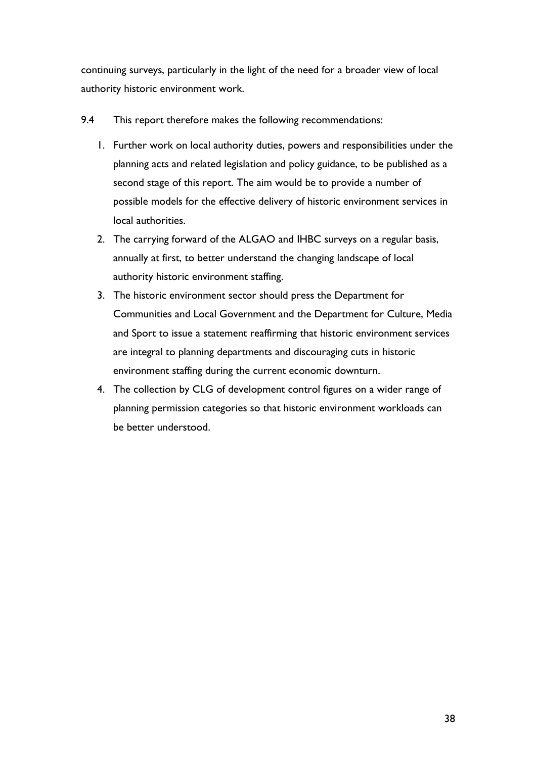continuing surveys, particularly in the light of the need for a broader view of local authority historic environment work.

9.4 This report therefore makes the following recommendations:

1. Further work on local authority duties, powers and responsibilities under the planning acts and related legislation and policy guidance, to be published as a second stage of this report. The aim would be to provide a number of possible models for the effective delivery of historic environment services in local authorities.
2. The carrying forward of the ALGAO and IHBC surveys on a regular basis, annually at first, to better understand the changing landscape of local authority historic environment staffing.
3. The historic environment sector should press the Department for Communities and Local Government and the Department for Culture, Media and Sport to issue a statement reaffirming that historic environment services are integral to planning departments and discouraging cuts in historic environment staffing during the current economic downturn.
4. The collection by CLG of development control figures on a wider range of planning permission categories so that historic environment workloads can be better understood.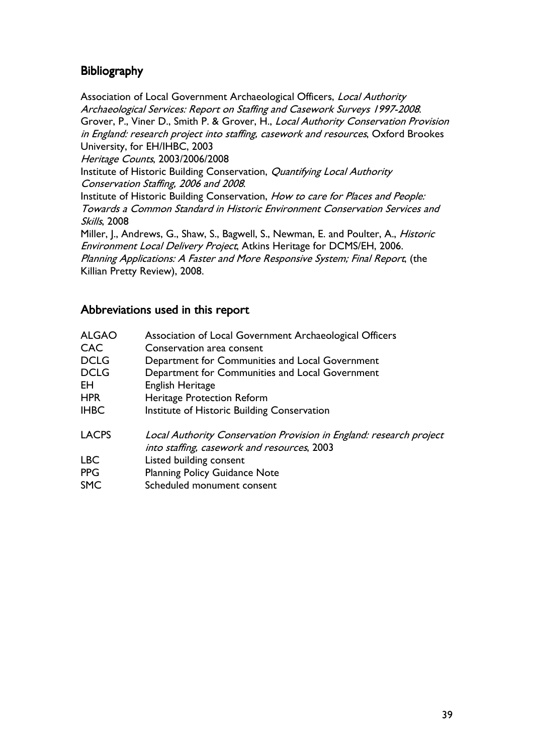## Bibliography

Association of Local Government Archaeological Officers, *Local Authority Archaeological Services: Report on Staffing and Casework Surveys 1997-2008*.
Grover, P., Viner D., Smith P. & Grover, H., *Local Authority Conservation Provision in England: research project into staffing, casework and resources*, Oxford Brookes University, for EH/IHBC, 2003
*Heritage Counts*, 2003/2006/2008
Institute of Historic Building Conservation, *Quantifying Local Authority Conservation Staffing, 2006 and 2008*.
Institute of Historic Building Conservation, *How to care for Places and People: Towards a Common Standard in Historic Environment Conservation Services and Skills*, 2008
Miller, J., Andrews, G., Shaw, S., Bagwell, S., Newman, E. and Poulter, A., *Historic Environment Local Delivery Project*, Atkins Heritage for DCMS/EH, 2006.
*Planning Applications: A Faster and More Responsive System; Final Report*, (the Killian Pretty Review), 2008.

## Abbreviations used in this report

| | |
|---|---|
| ALGAO | Association of Local Government Archaeological Officers |
| CAC | Conservation area consent |
| DCLG | Department for Communities and Local Government |
| DCLG | Department for Communities and Local Government |
| EH | English Heritage |
| HPR | Heritage Protection Reform |
| IHBC | Institute of Historic Building Conservation |
| LACPS | *Local Authority Conservation Provision in England: research project into staffing, casework and resources*, 2003 |
| LBC | Listed building consent |
| PPG | Planning Policy Guidance Note |
| SMC | Scheduled monument consent |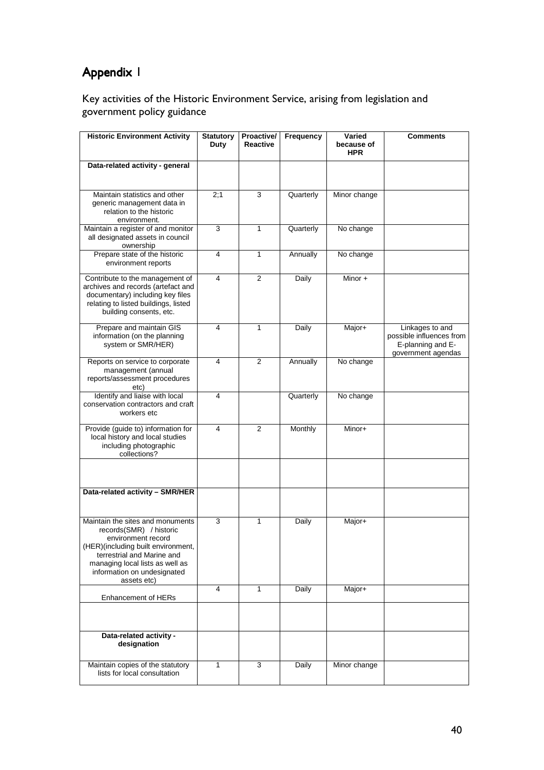# Appendix 1

Key activities of the Historic Environment Service, arising from legislation and government policy guidance

| Historic Environment Activity | Statutory Duty | Proactive/ Reactive | Frequency | Varied because of HPR | Comments |
|---|---|---|---|---|---|
| **Data-related activity - general** | | | | | |
| Maintain statistics and other generic management data in relation to the historic environment. | 2;1 | 3 | Quarterly | Minor change | |
| Maintain a register of and monitor all designated assets in council ownership | 3 | 1 | Quarterly | No change | |
| Prepare state of the historic environment reports | 4 | 1 | Annually | No change | |
| Contribute to the management of archives and records (artefact and documentary) including key files relating to listed buildings, listed building consents, etc. | 4 | 2 | Daily | Minor + | |
| Prepare and maintain GIS information (on the planning system or SMR/HER) | 4 | 1 | Daily | Major+ | Linkages to and possible influences from E-planning and E-government agendas |
| Reports on service to corporate management (annual reports/assessment procedures etc) | 4 | 2 | Annually | No change | |
| Identify and liaise with local conservation contractors and craft workers etc | 4 | | Quarterly | No change | |
| Provide (guide to) information for local history and local studies including photographic collections? | 4 | 2 | Monthly | Minor+ | |
| | | | | | |
| **Data-related activity – SMR/HER** | | | | | |
| Maintain the sites and monuments records(SMR) / historic environment record (HER)(including built environment, terrestrial and Marine and managing local lists as well as information on undesignated assets etc) | 3 | 1 | Daily | Major+ | |
| Enhancement of HERs | 4 | 1 | Daily | Major+ | |
| | | | | | |
| **Data-related activity - designation** | | | | | |
| Maintain copies of the statutory lists for local consultation | 1 | 3 | Daily | Minor change | |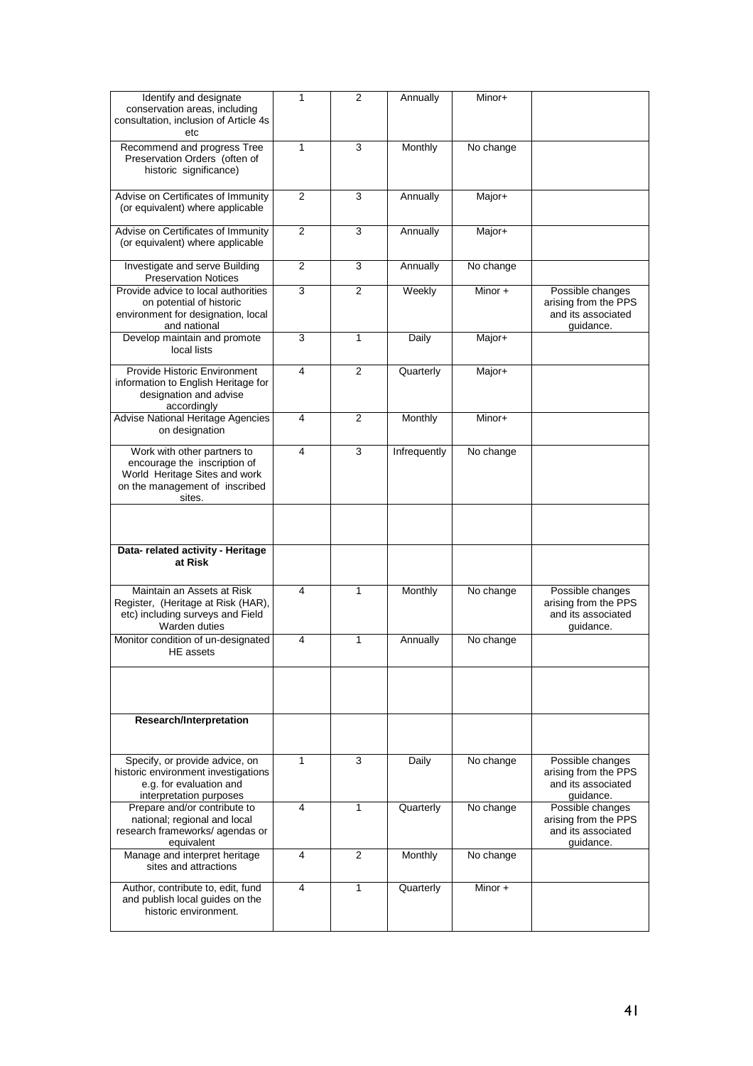| Identify and designate conservation areas, including consultation, inclusion of Article 4s etc | 1 | 2 | Annually | Minor+ | |
|---|---|---|---|---|---|
| Recommend and progress Tree Preservation Orders (often of historic significance) | 1 | 3 | Monthly | No change | |
| Advise on Certificates of Immunity (or equivalent) where applicable | 2 | 3 | Annually | Major+ | |
| Advise on Certificates of Immunity (or equivalent) where applicable | 2 | 3 | Annually | Major+ | |
| Investigate and serve Building Preservation Notices | 2 | 3 | Annually | No change | |
| Provide advice to local authorities on potential of historic environment for designation, local and national | 3 | 2 | Weekly | Minor + | Possible changes arising from the PPS and its associated guidance. |
| Develop maintain and promote local lists | 3 | 1 | Daily | Major+ | |
| Provide Historic Environment information to English Heritage for designation and advise accordingly | 4 | 2 | Quarterly | Major+ | |
| Advise National Heritage Agencies on designation | 4 | 2 | Monthly | Minor+ | |
| Work with other partners to encourage the inscription of World Heritage Sites and work on the management of inscribed sites. | 4 | 3 | Infrequently | No change | |
| | | | | | |
| **Data- related activity - Heritage at Risk** | | | | | |
| Maintain an Assets at Risk Register, (Heritage at Risk (HAR), etc) including surveys and Field Warden duties | 4 | 1 | Monthly | No change | Possible changes arising from the PPS and its associated guidance. |
| Monitor condition of un-designated HE assets | 4 | 1 | Annually | No change | |
| | | | | | |
| **Research/Interpretation** | | | | | |
| Specify, or provide advice, on historic environment investigations e.g. for evaluation and interpretation purposes | 1 | 3 | Daily | No change | Possible changes arising from the PPS and its associated guidance. |
| Prepare and/or contribute to national; regional and local research frameworks/ agendas or equivalent | 4 | 1 | Quarterly | No change | Possible changes arising from the PPS and its associated guidance. |
| Manage and interpret heritage sites and attractions | 4 | 2 | Monthly | No change | |
| Author, contribute to, edit, fund and publish local guides on the historic environment. | 4 | 1 | Quarterly | Minor + | |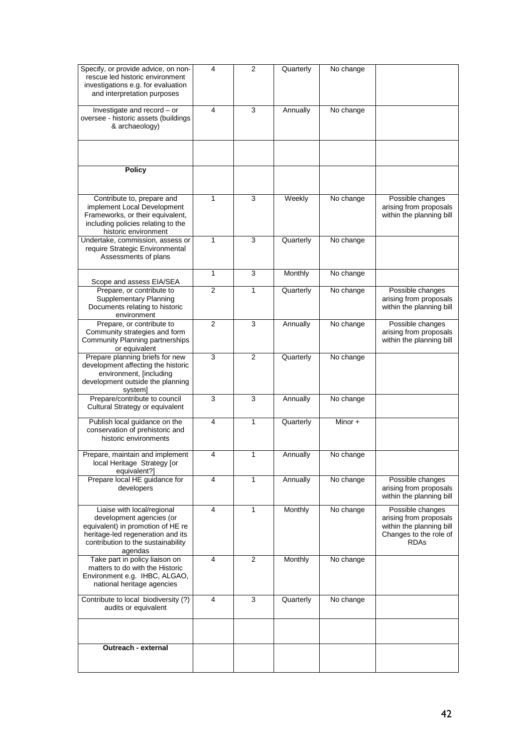| | | | | | |
|---|---|---|---|---|---|
| Specify, or provide advice, on non-rescue led historic environment investigations e.g. for evaluation and interpretation purposes | 4 | 2 | Quarterly | No change | |
| Investigate and record – or oversee - historic assets (buildings & archaeology) | 4 | 3 | Annually | No change | |
| | | | | | |
| **Policy** | | | | | |
| Contribute to, prepare and implement Local Development Frameworks, or their equivalent, including policies relating to the historic environment | 1 | 3 | Weekly | No change | Possible changes arising from proposals within the planning bill |
| Undertake, commission, assess or require Strategic Environmental Assessments of plans | 1 | 3 | Quarterly | No change | |
| Scope and assess EIA/SEA | 1 | 3 | Monthly | No change | |
| Prepare, or contribute to Supplementary Planning Documents relating to historic environment | 2 | 1 | Quarterly | No change | Possible changes arising from proposals within the planning bill |
| Prepare, or contribute to Community strategies and form Community Planning partnerships or equivalent | 2 | 3 | Annually | No change | Possible changes arising from proposals within the planning bill |
| Prepare planning briefs for new development affecting the historic environment, [including development outside the planning system] | 3 | 2 | Quarterly | No change | |
| Prepare/contribute to council Cultural Strategy or equivalent | 3 | 3 | Annually | No change | |
| Publish local guidance on the conservation of prehistoric and historic environments | 4 | 1 | Quarterly | Minor + | |
| Prepare, maintain and implement local Heritage Strategy [or equivalent?] | 4 | 1 | Annually | No change | |
| Prepare local HE guidance for developers | 4 | 1 | Annually | No change | Possible changes arising from proposals within the planning bill |
| Liaise with local/regional development agencies (or equivalent) in promotion of HE re heritage-led regeneration and its contribution to the sustainability agendas | 4 | 1 | Monthly | No change | Possible changes arising from proposals within the planning bill Changes to the role of RDAs |
| Take part in policy liaison on matters to do with the Historic Environment e.g. IHBC, ALGAO, national heritage agencies | 4 | 2 | Monthly | No change | |
| Contribute to local biodiversity (?) audits or equivalent | 4 | 3 | Quarterly | No change | |
| | | | | | |
| **Outreach - external** | | | | | |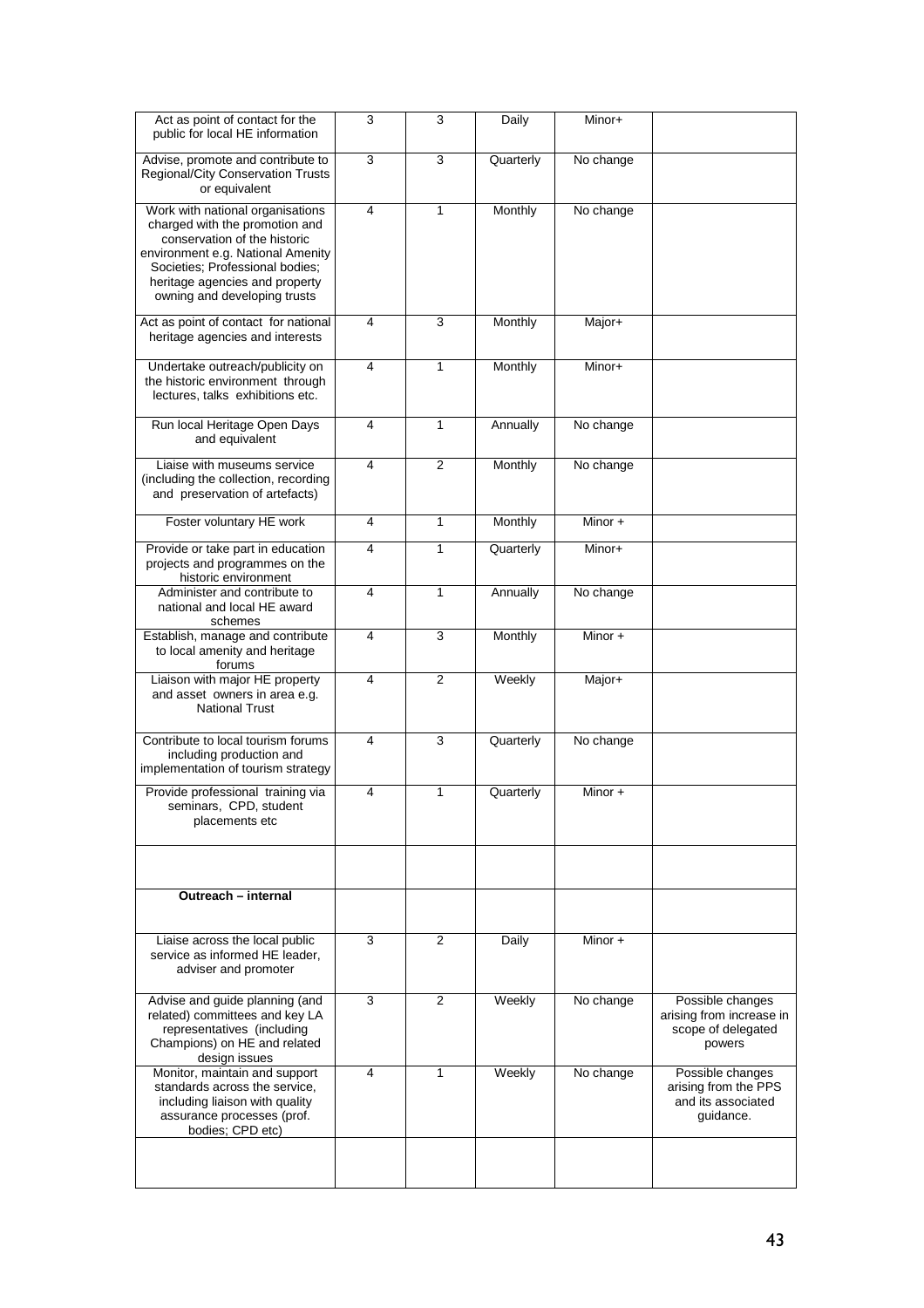| | | | | | |
|---|---|---|---|---|---|
| Act as point of contact for the public for local HE information | 3 | 3 | Daily | Minor+ | |
| Advise, promote and contribute to Regional/City Conservation Trusts or equivalent | 3 | 3 | Quarterly | No change | |
| Work with national organisations charged with the promotion and conservation of the historic environment e.g. National Amenity Societies; Professional bodies; heritage agencies and property owning and developing trusts | 4 | 1 | Monthly | No change | |
| Act as point of contact for national heritage agencies and interests | 4 | 3 | Monthly | Major+ | |
| Undertake outreach/publicity on the historic environment through lectures, talks exhibitions etc. | 4 | 1 | Monthly | Minor+ | |
| Run local Heritage Open Days and equivalent | 4 | 1 | Annually | No change | |
| Liaise with museums service (including the collection, recording and preservation of artefacts) | 4 | 2 | Monthly | No change | |
| Foster voluntary HE work | 4 | 1 | Monthly | Minor + | |
| Provide or take part in education projects and programmes on the historic environment | 4 | 1 | Quarterly | Minor+ | |
| Administer and contribute to national and local HE award schemes | 4 | 1 | Annually | No change | |
| Establish, manage and contribute to local amenity and heritage forums | 4 | 3 | Monthly | Minor + | |
| Liaison with major HE property and asset owners in area e.g. National Trust | 4 | 2 | Weekly | Major+ | |
| Contribute to local tourism forums including production and implementation of tourism strategy | 4 | 3 | Quarterly | No change | |
| Provide professional training via seminars, CPD, student placements etc | 4 | 1 | Quarterly | Minor + | |
| | | | | | |
| **Outreach – internal** | | | | | |
| Liaise across the local public service as informed HE leader, adviser and promoter | 3 | 2 | Daily | Minor + | |
| Advise and guide planning (and related) committees and key LA representatives (including Champions) on HE and related design issues | 3 | 2 | Weekly | No change | Possible changes arising from increase in scope of delegated powers |
| Monitor, maintain and support standards across the service, including liaison with quality assurance processes (prof. bodies; CPD etc) | 4 | 1 | Weekly | No change | Possible changes arising from the PPS and its associated guidance. |
| | | | | | |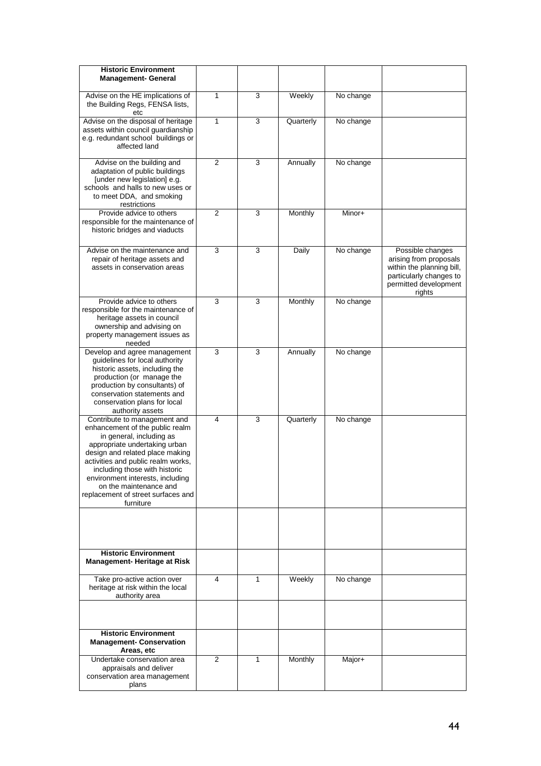| **Historic Environment Management- General** | | | | | |
|---|---|---|---|---|---|
| Advise on the HE implications of the Building Regs, FENSA lists, etc | 1 | 3 | Weekly | No change | |
| Advise on the disposal of heritage assets within council guardianship e.g. redundant school buildings or affected land | 1 | 3 | Quarterly | No change | |
| Advise on the building and adaptation of public buildings [under new legislation] e.g. schools and halls to new uses or to meet DDA, and smoking restrictions | 2 | 3 | Annually | No change | |
| Provide advice to others responsible for the maintenance of historic bridges and viaducts | 2 | 3 | Monthly | Minor+ | |
| Advise on the maintenance and repair of heritage assets and assets in conservation areas | 3 | 3 | Daily | No change | Possible changes arising from proposals within the planning bill, particularly changes to permitted development rights |
| Provide advice to others responsible for the maintenance of heritage assets in council ownership and advising on property management issues as needed | 3 | 3 | Monthly | No change | |
| Develop and agree management guidelines for local authority historic assets, including the production (or manage the production by consultants) of conservation statements and conservation plans for local authority assets | 3 | 3 | Annually | No change | |
| Contribute to management and enhancement of the public realm in general, including as appropriate undertaking urban design and related place making activities and public realm works, including those with historic environment interests, including on the maintenance and replacement of street surfaces and furniture | 4 | 3 | Quarterly | No change | |
| | | | | | |
| **Historic Environment Management- Heritage at Risk** | | | | | |
| Take pro-active action over heritage at risk within the local authority area | 4 | 1 | Weekly | No change | |
| | | | | | |
| **Historic Environment Management- Conservation Areas, etc** | | | | | |
| Undertake conservation area appraisals and deliver conservation area management plans | 2 | 1 | Monthly | Major+ | |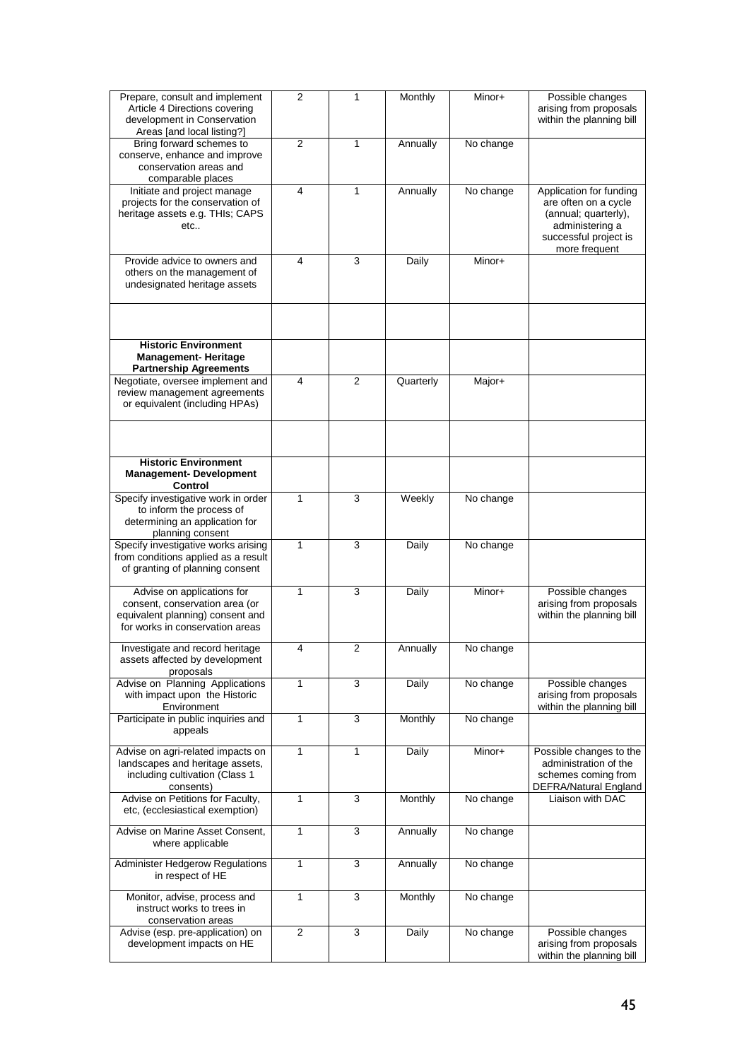| | | | | | |
|---|---|---|---|---|---|
| Prepare, consult and implement Article 4 Directions covering development in Conservation Areas [and local listing?] | 2 | 1 | Monthly | Minor+ | Possible changes arising from proposals within the planning bill |
| Bring forward schemes to conserve, enhance and improve conservation areas and comparable places | 2 | 1 | Annually | No change | |
| Initiate and project manage projects for the conservation of heritage assets e.g. THIs; CAPS etc.. | 4 | 1 | Annually | No change | Application for funding are often on a cycle (annual; quarterly), administering a successful project is more frequent |
| Provide advice to owners and others on the management of undesignated heritage assets | 4 | 3 | Daily | Minor+ | |
| | | | | | |
| **Historic Environment Management- Heritage Partnership Agreements** | | | | | |
| Negotiate, oversee implement and review management agreements or equivalent (including HPAs) | 4 | 2 | Quarterly | Major+ | |
| | | | | | |
| **Historic Environment Management- Development Control** | | | | | |
| Specify investigative work in order to inform the process of determining an application for planning consent | 1 | 3 | Weekly | No change | |
| Specify investigative works arising from conditions applied as a result of granting of planning consent | 1 | 3 | Daily | No change | |
| Advise on applications for consent, conservation area (or equivalent planning) consent and for works in conservation areas | 1 | 3 | Daily | Minor+ | Possible changes arising from proposals within the planning bill |
| Investigate and record heritage assets affected by development proposals | 4 | 2 | Annually | No change | |
| Advise on Planning Applications with impact upon the Historic Environment | 1 | 3 | Daily | No change | Possible changes arising from proposals within the planning bill |
| Participate in public inquiries and appeals | 1 | 3 | Monthly | No change | |
| Advise on agri-related impacts on landscapes and heritage assets, including cultivation (Class 1 consents) | 1 | 1 | Daily | Minor+ | Possible changes to the administration of the schemes coming from DEFRA/Natural England |
| Advise on Petitions for Faculty, etc, (ecclesiastical exemption) | 1 | 3 | Monthly | No change | Liaison with DAC |
| Advise on Marine Asset Consent, where applicable | 1 | 3 | Annually | No change | |
| Administer Hedgerow Regulations in respect of HE | 1 | 3 | Annually | No change | |
| Monitor, advise, process and instruct works to trees in conservation areas | 1 | 3 | Monthly | No change | |
| Advise (esp. pre-application) on development impacts on HE | 2 | 3 | Daily | No change | Possible changes arising from proposals within the planning bill |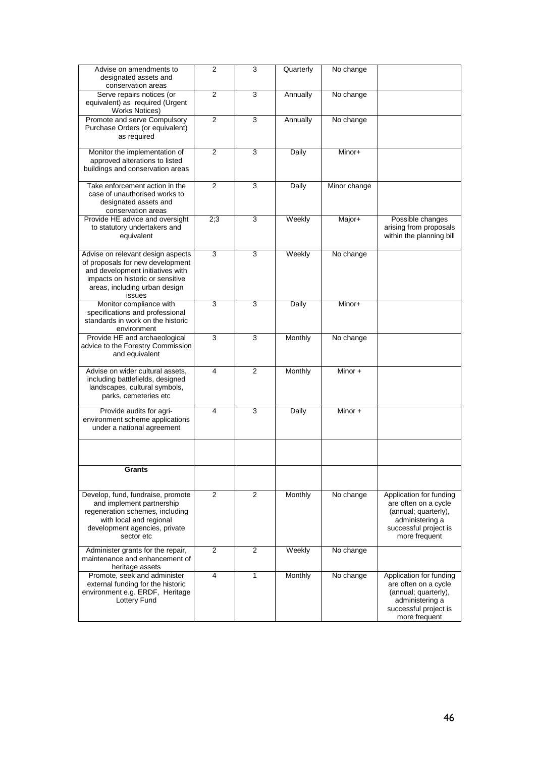| | | | | | |
|---|---|---|---|---|---|
| Advise on amendments to designated assets and conservation areas | 2 | 3 | Quarterly | No change | |
| Serve repairs notices (or equivalent) as required (Urgent Works Notices) | 2 | 3 | Annually | No change | |
| Promote and serve Compulsory Purchase Orders (or equivalent) as required | 2 | 3 | Annually | No change | |
| Monitor the implementation of approved alterations to listed buildings and conservation areas | 2 | 3 | Daily | Minor+ | |
| Take enforcement action in the case of unauthorised works to designated assets and conservation areas | 2 | 3 | Daily | Minor change | |
| Provide HE advice and oversight to statutory undertakers and equivalent | 2;3 | 3 | Weekly | Major+ | Possible changes arising from proposals within the planning bill |
| Advise on relevant design aspects of proposals for new development and development initiatives with impacts on historic or sensitive areas, including urban design issues | 3 | 3 | Weekly | No change | |
| Monitor compliance with specifications and professional standards in work on the historic environment | 3 | 3 | Daily | Minor+ | |
| Provide HE and archaeological advice to the Forestry Commission and equivalent | 3 | 3 | Monthly | No change | |
| Advise on wider cultural assets, including battlefields, designed landscapes, cultural symbols, parks, cemeteries etc | 4 | 2 | Monthly | Minor + | |
| Provide audits for agri-environment scheme applications under a national agreement | 4 | 3 | Daily | Minor + | |
| | | | | | |
| **Grants** | | | | | |
| Develop, fund, fundraise, promote and implement partnership regeneration schemes, including with local and regional development agencies, private sector etc | 2 | 2 | Monthly | No change | Application for funding are often on a cycle (annual; quarterly), administering a successful project is more frequent |
| Administer grants for the repair, maintenance and enhancement of heritage assets | 2 | 2 | Weekly | No change | |
| Promote, seek and administer external funding for the historic environment e.g. ERDF, Heritage Lottery Fund | 4 | 1 | Monthly | No change | Application for funding are often on a cycle (annual; quarterly), administering a successful project is more frequent |